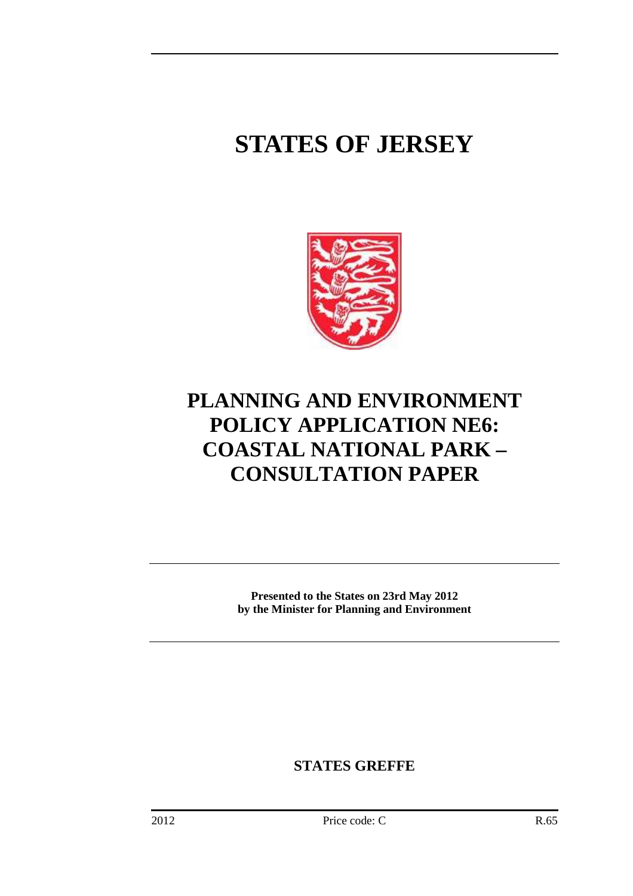# STATES OF JERSEY

# PLANNING AND ENVIRONMENT POLICY APPLICATION NE6: COASTAL NATIONAL PARK – CONSULTATION PAPER

**Presented to the States on 23rd May 2012**
**by the Minister for Planning and Environment**

**STATES GREFFE**

2012 Price code: C R.65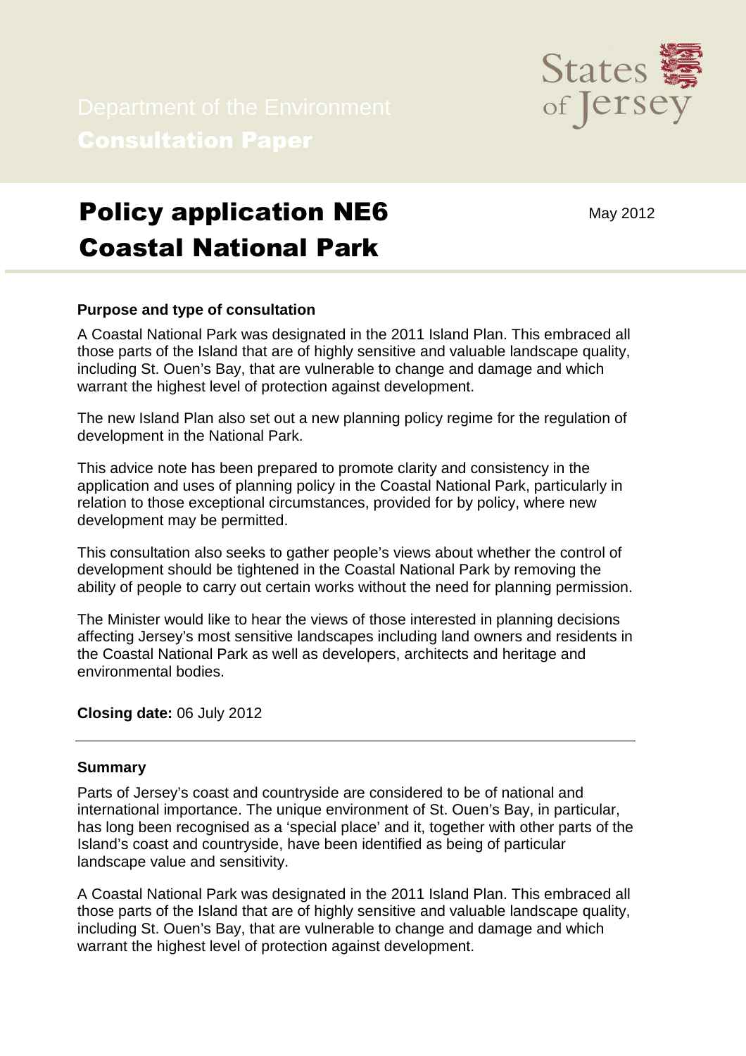Department of the Environment

**Consultation Paper**

# Policy application NE6 Coastal National Park

May 2012

**Purpose and type of consultation**

A Coastal National Park was designated in the 2011 Island Plan. This embraced all those parts of the Island that are of highly sensitive and valuable landscape quality, including St. Ouen's Bay, that are vulnerable to change and damage and which warrant the highest level of protection against development.

The new Island Plan also set out a new planning policy regime for the regulation of development in the National Park.

This advice note has been prepared to promote clarity and consistency in the application and uses of planning policy in the Coastal National Park, particularly in relation to those exceptional circumstances, provided for by policy, where new development may be permitted.

This consultation also seeks to gather people's views about whether the control of development should be tightened in the Coastal National Park by removing the ability of people to carry out certain works without the need for planning permission.

The Minister would like to hear the views of those interested in planning decisions affecting Jersey's most sensitive landscapes including land owners and residents in the Coastal National Park as well as developers, architects and heritage and environmental bodies.

**Closing date:** 06 July 2012

---

**Summary**

Parts of Jersey's coast and countryside are considered to be of national and international importance. The unique environment of St. Ouen's Bay, in particular, has long been recognised as a 'special place' and it, together with other parts of the Island's coast and countryside, have been identified as being of particular landscape value and sensitivity.

A Coastal National Park was designated in the 2011 Island Plan. This embraced all those parts of the Island that are of highly sensitive and valuable landscape quality, including St. Ouen's Bay, that are vulnerable to change and damage and which warrant the highest level of protection against development.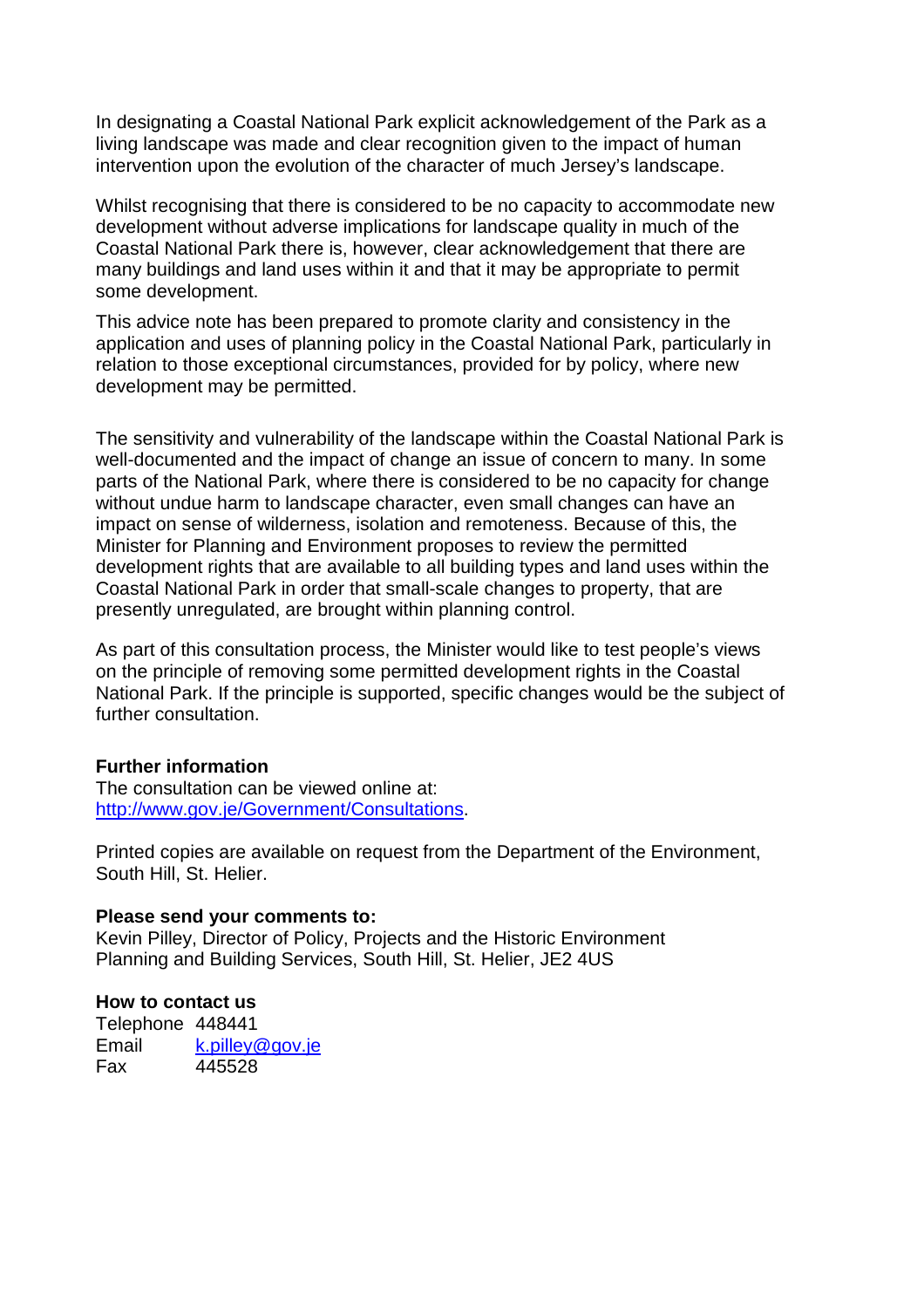In designating a Coastal National Park explicit acknowledgement of the Park as a living landscape was made and clear recognition given to the impact of human intervention upon the evolution of the character of much Jersey's landscape.

Whilst recognising that there is considered to be no capacity to accommodate new development without adverse implications for landscape quality in much of the Coastal National Park there is, however, clear acknowledgement that there are many buildings and land uses within it and that it may be appropriate to permit some development.

This advice note has been prepared to promote clarity and consistency in the application and uses of planning policy in the Coastal National Park, particularly in relation to those exceptional circumstances, provided for by policy, where new development may be permitted.

The sensitivity and vulnerability of the landscape within the Coastal National Park is well-documented and the impact of change an issue of concern to many. In some parts of the National Park, where there is considered to be no capacity for change without undue harm to landscape character, even small changes can have an impact on sense of wilderness, isolation and remoteness. Because of this, the Minister for Planning and Environment proposes to review the permitted development rights that are available to all building types and land uses within the Coastal National Park in order that small-scale changes to property, that are presently unregulated, are brought within planning control.

As part of this consultation process, the Minister would like to test people's views on the principle of removing some permitted development rights in the Coastal National Park. If the principle is supported, specific changes would be the subject of further consultation.

**Further information**
The consultation can be viewed online at:
[http://www.gov.je/Government/Consultations](http://www.gov.je/Government/Consultations).

Printed copies are available on request from the Department of the Environment, South Hill, St. Helier.

**Please send your comments to:**
Kevin Pilley, Director of Policy, Projects and the Historic Environment
Planning and Building Services, South Hill, St. Helier, JE2 4US

**How to contact us**

| | |
|---|---|
| Telephone | 448441 |
| Email | [k.pilley@gov.je](mailto:k.pilley@gov.je) |
| Fax | 445528 |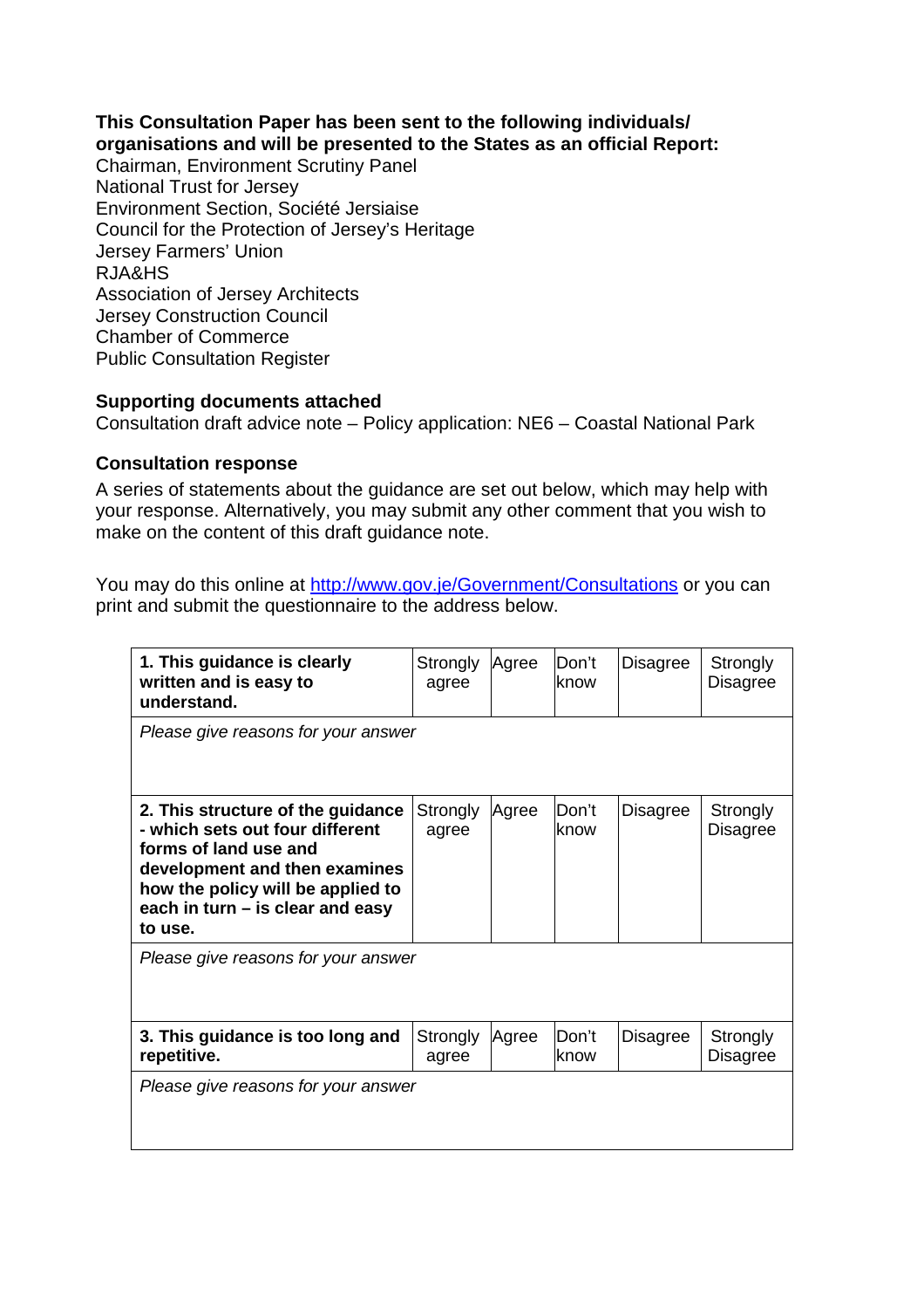**This Consultation Paper has been sent to the following individuals/ organisations and will be presented to the States as an official Report:**

Chairman, Environment Scrutiny Panel
National Trust for Jersey
Environment Section, Société Jersiaise
Council for the Protection of Jersey's Heritage
Jersey Farmers' Union
RJA&HS
Association of Jersey Architects
Jersey Construction Council
Chamber of Commerce
Public Consultation Register

**Supporting documents attached**

Consultation draft advice note – Policy application: NE6 – Coastal National Park

**Consultation response**

A series of statements about the guidance are set out below, which may help with your response. Alternatively, you may submit any other comment that you wish to make on the content of this draft guidance note.

You may do this online at http://www.gov.je/Government/Consultations or you can print and submit the questionnaire to the address below.

| **1. This guidance is clearly written and is easy to understand.** | Strongly agree | Agree | Don't know | Disagree | Strongly Disagree |
|---|---|---|---|---|---|
| *Please give reasons for your answer* | | | | | |
| **2. This structure of the guidance - which sets out four different forms of land use and development and then examines how the policy will be applied to each in turn – is clear and easy to use.** | Strongly agree | Agree | Don't know | Disagree | Strongly Disagree |
| *Please give reasons for your answer* | | | | | |
| **3. This guidance is too long and repetitive.** | Strongly agree | Agree | Don't know | Disagree | Strongly Disagree |
| *Please give reasons for your answer* | | | | | |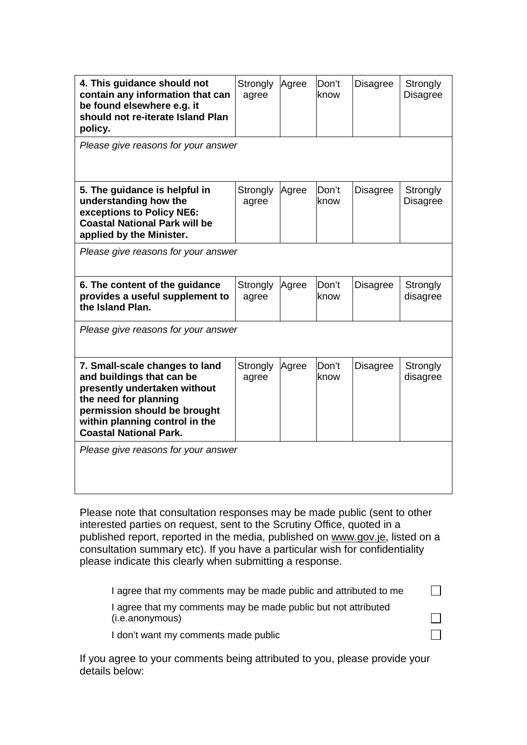| **4. This guidance should not contain any information that can be found elsewhere e.g. it should not re-iterate Island Plan policy.** | Strongly agree | Agree | Don't know | Disagree | Strongly Disagree |
|---|---|---|---|---|---|
| *Please give reasons for your answer* | | | | | |
| **5. The guidance is helpful in understanding how the exceptions to Policy NE6: Coastal National Park will be applied by the Minister.** | Strongly agree | Agree | Don't know | Disagree | Strongly Disagree |
| *Please give reasons for your answer* | | | | | |
| **6. The content of the guidance provides a useful supplement to the Island Plan.** | Strongly agree | Agree | Don't know | Disagree | Strongly disagree |
| *Please give reasons for your answer* | | | | | |
| **7. Small-scale changes to land and buildings that can be presently undertaken without the need for planning permission should be brought within planning control in the Coastal National Park.** | Strongly agree | Agree | Don't know | Disagree | Strongly disagree |
| *Please give reasons for your answer* | | | | | |

Please note that consultation responses may be made public (sent to other interested parties on request, sent to the Scrutiny Office, quoted in a published report, reported in the media, published on www.gov.je, listed on a consultation summary etc). If you have a particular wish for confidentiality please indicate this clearly when submitting a response.

- I agree that my comments may be made public and attributed to me ☐
- I agree that my comments may be made public but not attributed (i.e.anonymous) ☐
- I don't want my comments made public ☐

If you agree to your comments being attributed to you, please provide your details below: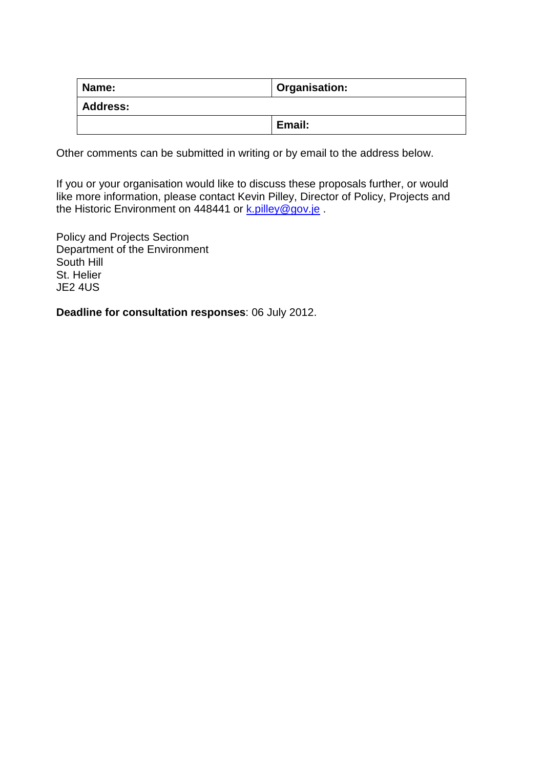| **Name:** | **Organisation:** |
| --- | --- |
| **Address:** | |
| | **Email:** |

Other comments can be submitted in writing or by email to the address below.

If you or your organisation would like to discuss these proposals further, or would like more information, please contact Kevin Pilley, Director of Policy, Projects and the Historic Environment on 448441 or k.pilley@gov.je .

Policy and Projects Section
Department of the Environment
South Hill
St. Helier
JE2 4US

**Deadline for consultation responses**: 06 July 2012.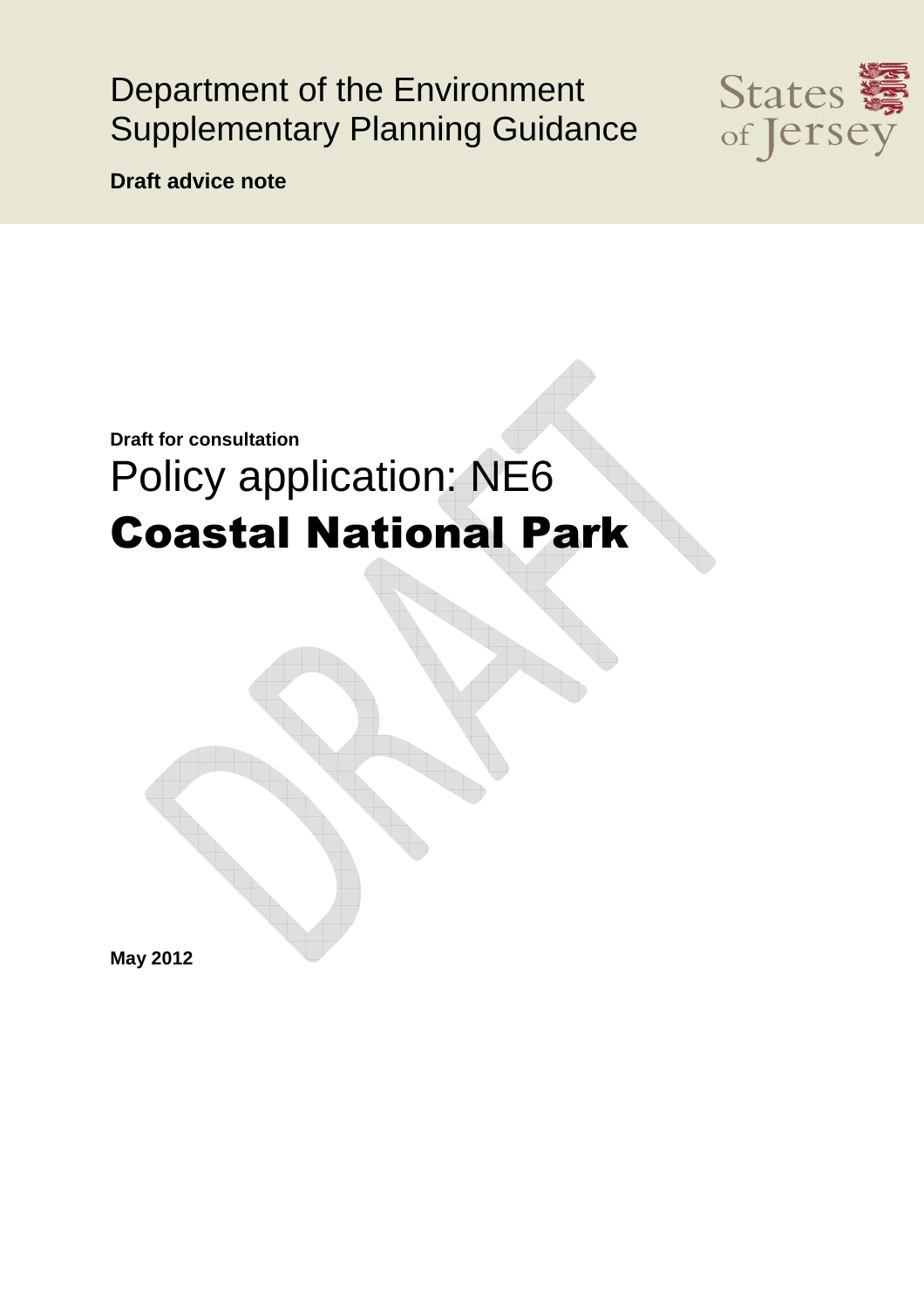Department of the Environment
Supplementary Planning Guidance

**Draft advice note**

States of Jersey

**Draft for consultation**

# Policy application: NE6

# **Coastal National Park**

**May 2012**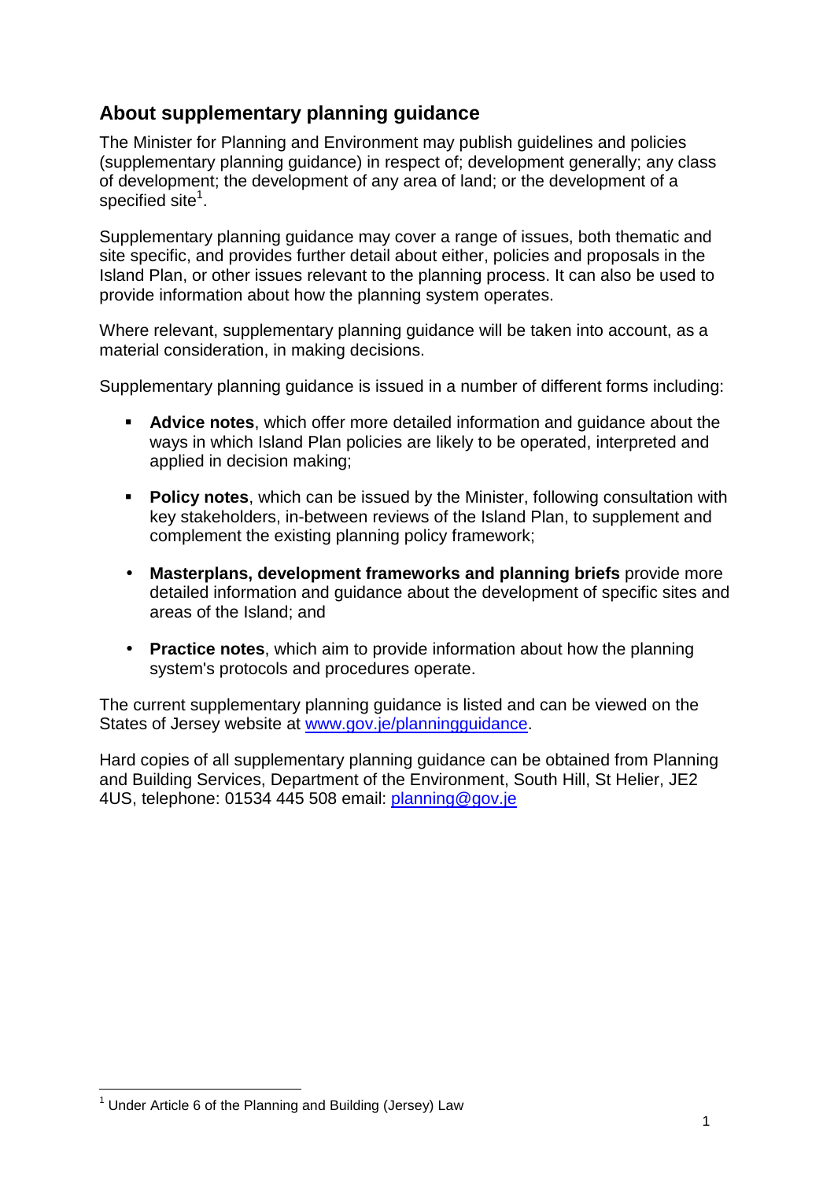## About supplementary planning guidance

The Minister for Planning and Environment may publish guidelines and policies (supplementary planning guidance) in respect of; development generally; any class of development; the development of any area of land; or the development of a specified site[1].

Supplementary planning guidance may cover a range of issues, both thematic and site specific, and provides further detail about either, policies and proposals in the Island Plan, or other issues relevant to the planning process. It can also be used to provide information about how the planning system operates.

Where relevant, supplementary planning guidance will be taken into account, as a material consideration, in making decisions.

Supplementary planning guidance is issued in a number of different forms including:

- **Advice notes**, which offer more detailed information and guidance about the ways in which Island Plan policies are likely to be operated, interpreted and applied in decision making;
- **Policy notes**, which can be issued by the Minister, following consultation with key stakeholders, in-between reviews of the Island Plan, to supplement and complement the existing planning policy framework;
- **Masterplans, development frameworks and planning briefs** provide more detailed information and guidance about the development of specific sites and areas of the Island; and
- **Practice notes**, which aim to provide information about how the planning system's protocols and procedures operate.

The current supplementary planning guidance is listed and can be viewed on the States of Jersey website at [www.gov.je/planningguidance](http://www.gov.je/planningguidance).

Hard copies of all supplementary planning guidance can be obtained from Planning and Building Services, Department of the Environment, South Hill, St Helier, JE2 4US, telephone: 01534 445 508 email: [planning@gov.je](mailto:planning@gov.je)

[1] Under Article 6 of the Planning and Building (Jersey) Law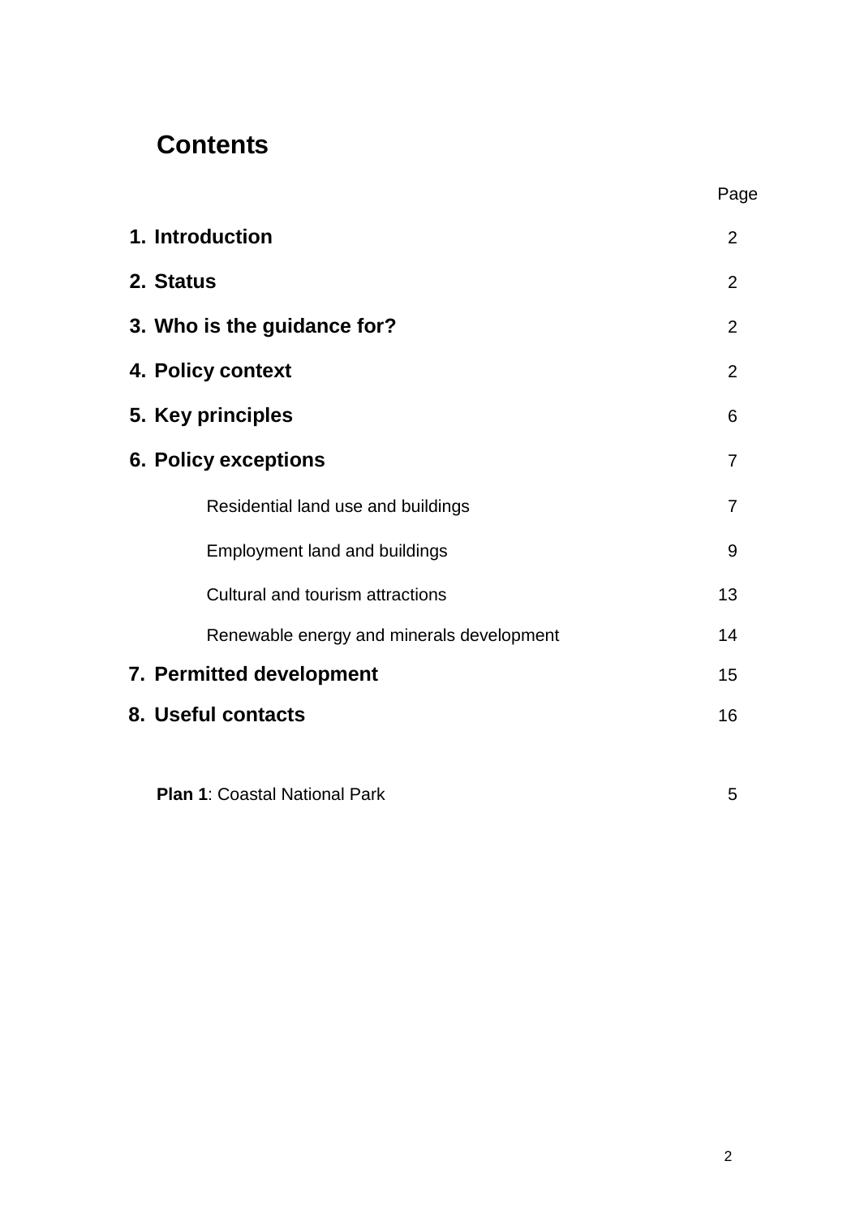# Contents

| | Page |
|---|---|
| **1. Introduction** | 2 |
| **2. Status** | 2 |
| **3. Who is the guidance for?** | 2 |
| **4. Policy context** | 2 |
| **5. Key principles** | 6 |
| **6. Policy exceptions** | 7 |
| Residential land use and buildings | 7 |
| Employment land and buildings | 9 |
| Cultural and tourism attractions | 13 |
| Renewable energy and minerals development | 14 |
| **7. Permitted development** | 15 |
| **8. Useful contacts** | 16 |
| **Plan 1**: Coastal National Park | 5 |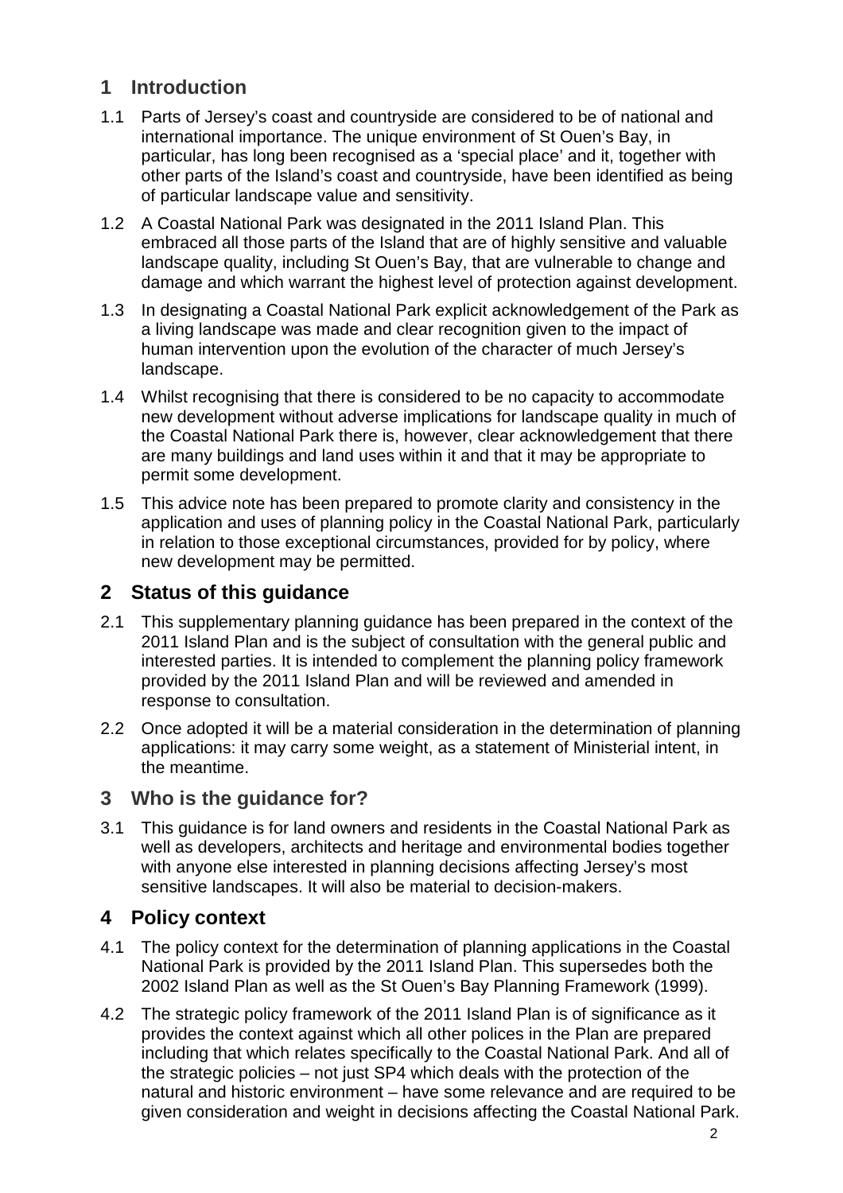## 1 Introduction

1.1 Parts of Jersey's coast and countryside are considered to be of national and international importance. The unique environment of St Ouen's Bay, in particular, has long been recognised as a 'special place' and it, together with other parts of the Island's coast and countryside, have been identified as being of particular landscape value and sensitivity.

1.2 A Coastal National Park was designated in the 2011 Island Plan. This embraced all those parts of the Island that are of highly sensitive and valuable landscape quality, including St Ouen's Bay, that are vulnerable to change and damage and which warrant the highest level of protection against development.

1.3 In designating a Coastal National Park explicit acknowledgement of the Park as a living landscape was made and clear recognition given to the impact of human intervention upon the evolution of the character of much Jersey's landscape.

1.4 Whilst recognising that there is considered to be no capacity to accommodate new development without adverse implications for landscape quality in much of the Coastal National Park there is, however, clear acknowledgement that there are many buildings and land uses within it and that it may be appropriate to permit some development.

1.5 This advice note has been prepared to promote clarity and consistency in the application and uses of planning policy in the Coastal National Park, particularly in relation to those exceptional circumstances, provided for by policy, where new development may be permitted.

## 2 Status of this guidance

2.1 This supplementary planning guidance has been prepared in the context of the 2011 Island Plan and is the subject of consultation with the general public and interested parties. It is intended to complement the planning policy framework provided by the 2011 Island Plan and will be reviewed and amended in response to consultation.

2.2 Once adopted it will be a material consideration in the determination of planning applications: it may carry some weight, as a statement of Ministerial intent, in the meantime.

## 3 Who is the guidance for?

3.1 This guidance is for land owners and residents in the Coastal National Park as well as developers, architects and heritage and environmental bodies together with anyone else interested in planning decisions affecting Jersey's most sensitive landscapes. It will also be material to decision-makers.

## 4 Policy context

4.1 The policy context for the determination of planning applications in the Coastal National Park is provided by the 2011 Island Plan. This supersedes both the 2002 Island Plan as well as the St Ouen's Bay Planning Framework (1999).

4.2 The strategic policy framework of the 2011 Island Plan is of significance as it provides the context against which all other polices in the Plan are prepared including that which relates specifically to the Coastal National Park. And all of the strategic policies – not just SP4 which deals with the protection of the natural and historic environment – have some relevance and are required to be given consideration and weight in decisions affecting the Coastal National Park.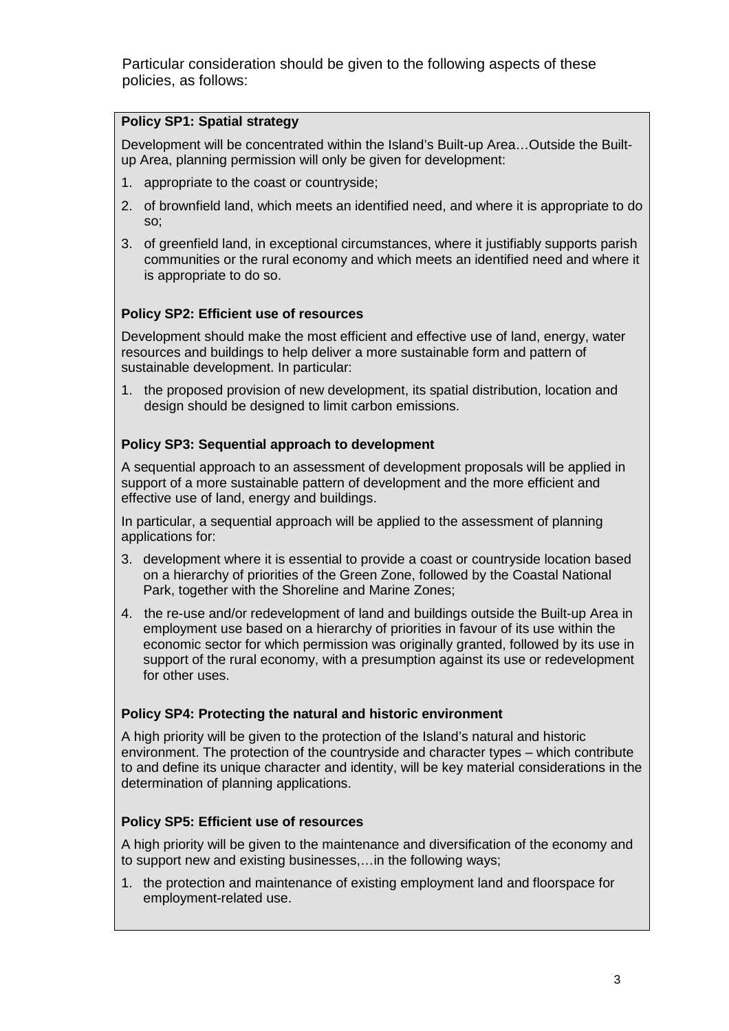Particular consideration should be given to the following aspects of these policies, as follows:

**Policy SP1: Spatial strategy**

Development will be concentrated within the Island's Built-up Area…Outside the Built-up Area, planning permission will only be given for development:

1. appropriate to the coast or countryside;
2. of brownfield land, which meets an identified need, and where it is appropriate to do so;
3. of greenfield land, in exceptional circumstances, where it justifiably supports parish communities or the rural economy and which meets an identified need and where it is appropriate to do so.

**Policy SP2: Efficient use of resources**

Development should make the most efficient and effective use of land, energy, water resources and buildings to help deliver a more sustainable form and pattern of sustainable development. In particular:

1. the proposed provision of new development, its spatial distribution, location and design should be designed to limit carbon emissions.

**Policy SP3: Sequential approach to development**

A sequential approach to an assessment of development proposals will be applied in support of a more sustainable pattern of development and the more efficient and effective use of land, energy and buildings.

In particular, a sequential approach will be applied to the assessment of planning applications for:

3. development where it is essential to provide a coast or countryside location based on a hierarchy of priorities of the Green Zone, followed by the Coastal National Park, together with the Shoreline and Marine Zones;
4. the re-use and/or redevelopment of land and buildings outside the Built-up Area in employment use based on a hierarchy of priorities in favour of its use within the economic sector for which permission was originally granted, followed by its use in support of the rural economy, with a presumption against its use or redevelopment for other uses.

**Policy SP4: Protecting the natural and historic environment**

A high priority will be given to the protection of the Island's natural and historic environment. The protection of the countryside and character types – which contribute to and define its unique character and identity, will be key material considerations in the determination of planning applications.

**Policy SP5: Efficient use of resources**

A high priority will be given to the maintenance and diversification of the economy and to support new and existing businesses,…in the following ways;

1. the protection and maintenance of existing employment land and floorspace for employment-related use.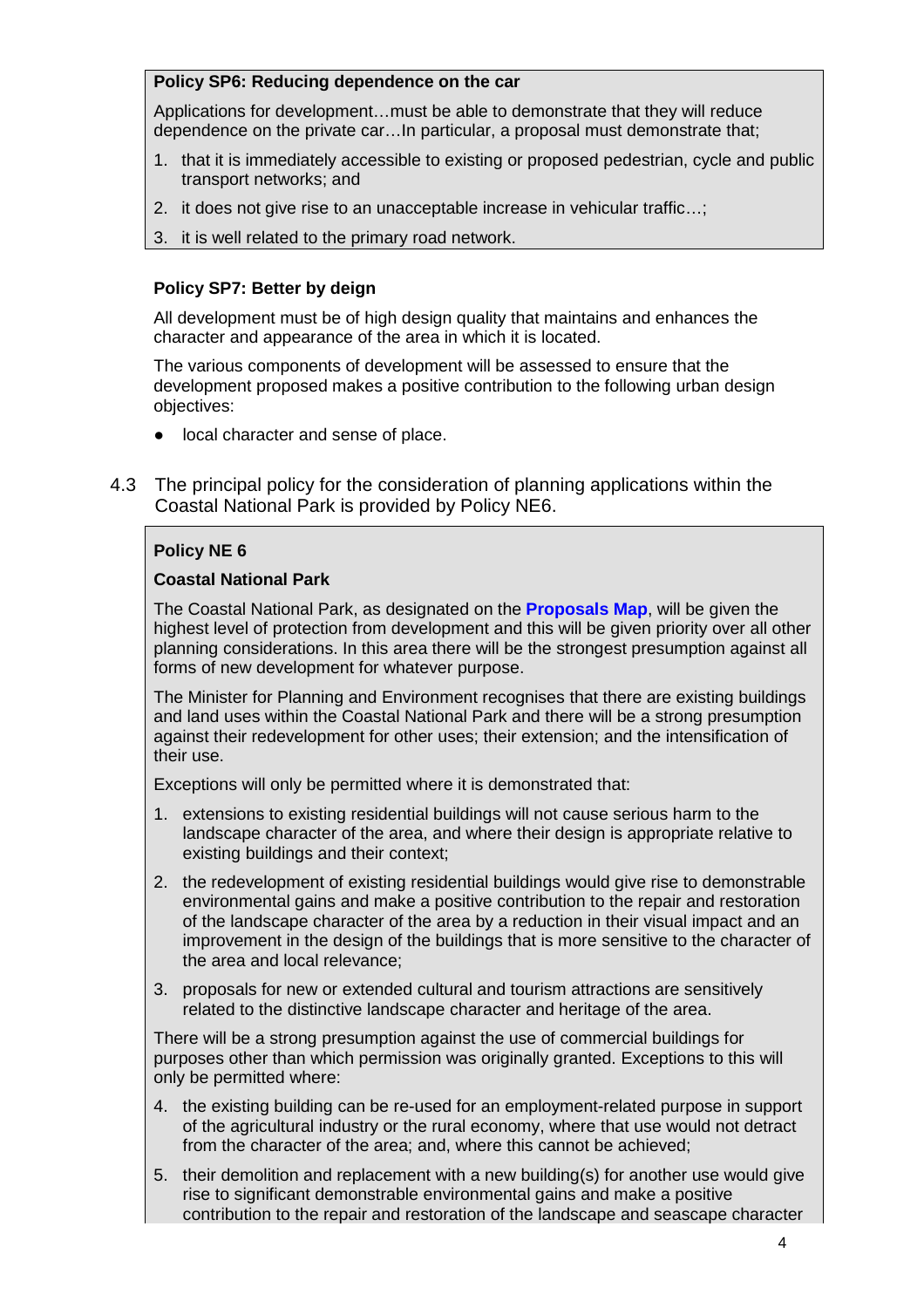**Policy SP6: Reducing dependence on the car**

Applications for development…must be able to demonstrate that they will reduce dependence on the private car…In particular, a proposal must demonstrate that;

1. that it is immediately accessible to existing or proposed pedestrian, cycle and public transport networks; and
2. it does not give rise to an unacceptable increase in vehicular traffic…;
3. it is well related to the primary road network.

**Policy SP7: Better by deign**

All development must be of high design quality that maintains and enhances the character and appearance of the area in which it is located.

The various components of development will be assessed to ensure that the development proposed makes a positive contribution to the following urban design objectives:

- local character and sense of place.

4.3 The principal policy for the consideration of planning applications within the Coastal National Park is provided by Policy NE6.

**Policy NE 6**

**Coastal National Park**

The Coastal National Park, as designated on the **Proposals Map**, will be given the highest level of protection from development and this will be given priority over all other planning considerations. In this area there will be the strongest presumption against all forms of new development for whatever purpose.

The Minister for Planning and Environment recognises that there are existing buildings and land uses within the Coastal National Park and there will be a strong presumption against their redevelopment for other uses; their extension; and the intensification of their use.

Exceptions will only be permitted where it is demonstrated that:

1. extensions to existing residential buildings will not cause serious harm to the landscape character of the area, and where their design is appropriate relative to existing buildings and their context;
2. the redevelopment of existing residential buildings would give rise to demonstrable environmental gains and make a positive contribution to the repair and restoration of the landscape character of the area by a reduction in their visual impact and an improvement in the design of the buildings that is more sensitive to the character of the area and local relevance;
3. proposals for new or extended cultural and tourism attractions are sensitively related to the distinctive landscape character and heritage of the area.

There will be a strong presumption against the use of commercial buildings for purposes other than which permission was originally granted. Exceptions to this will only be permitted where:

4. the existing building can be re-used for an employment-related purpose in support of the agricultural industry or the rural economy, where that use would not detract from the character of the area; and, where this cannot be achieved;
5. their demolition and replacement with a new building(s) for another use would give rise to significant demonstrable environmental gains and make a positive contribution to the repair and restoration of the landscape and seascape character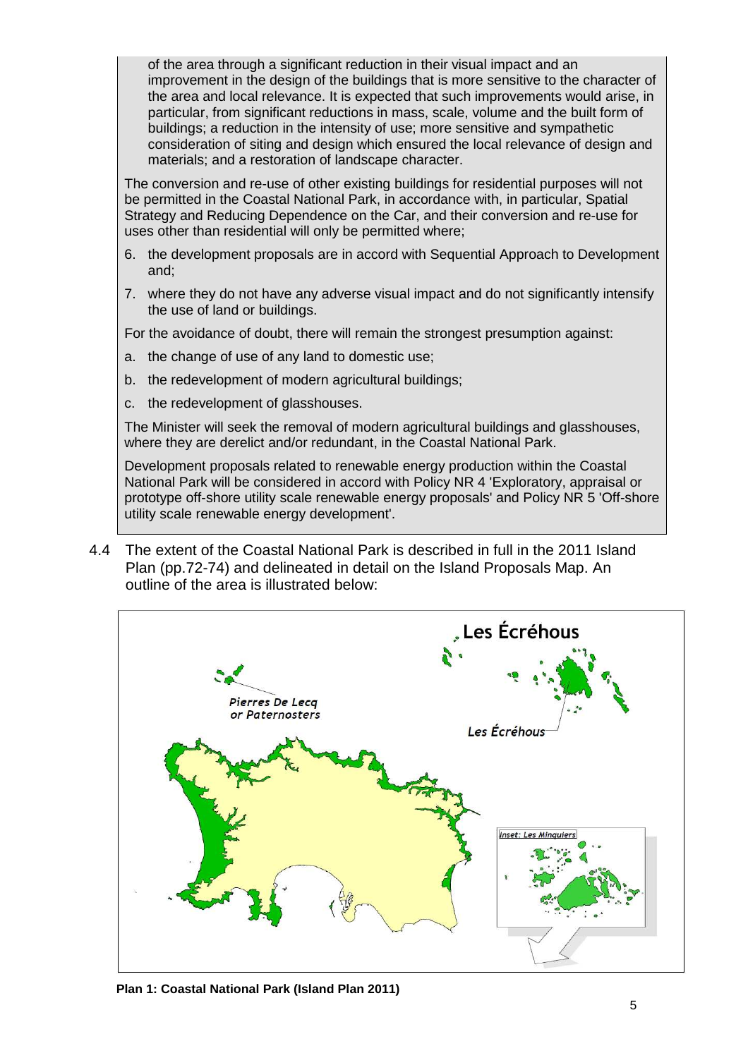of the area through a significant reduction in their visual impact and an improvement in the design of the buildings that is more sensitive to the character of the area and local relevance. It is expected that such improvements would arise, in particular, from significant reductions in mass, scale, volume and the built form of buildings; a reduction in the intensity of use; more sensitive and sympathetic consideration of siting and design which ensured the local relevance of design and materials; and a restoration of landscape character.

The conversion and re-use of other existing buildings for residential purposes will not be permitted in the Coastal National Park, in accordance with, in particular, Spatial Strategy and Reducing Dependence on the Car, and their conversion and re-use for uses other than residential will only be permitted where;

6. the development proposals are in accord with Sequential Approach to Development and;
7. where they do not have any adverse visual impact and do not significantly intensify the use of land or buildings.

For the avoidance of doubt, there will remain the strongest presumption against:

a. the change of use of any land to domestic use;
b. the redevelopment of modern agricultural buildings;
c. the redevelopment of glasshouses.

The Minister will seek the removal of modern agricultural buildings and glasshouses, where they are derelict and/or redundant, in the Coastal National Park.

Development proposals related to renewable energy production within the Coastal National Park will be considered in accord with Policy NR 4 'Exploratory, appraisal or prototype off-shore utility scale renewable energy proposals' and Policy NR 5 'Off-shore utility scale renewable energy development'.

4.4 The extent of the Coastal National Park is described in full in the 2011 Island Plan (pp.72-74) and delineated in detail on the Island Proposals Map. An outline of the area is illustrated below:

**Plan 1: Coastal National Park (Island Plan 2011)**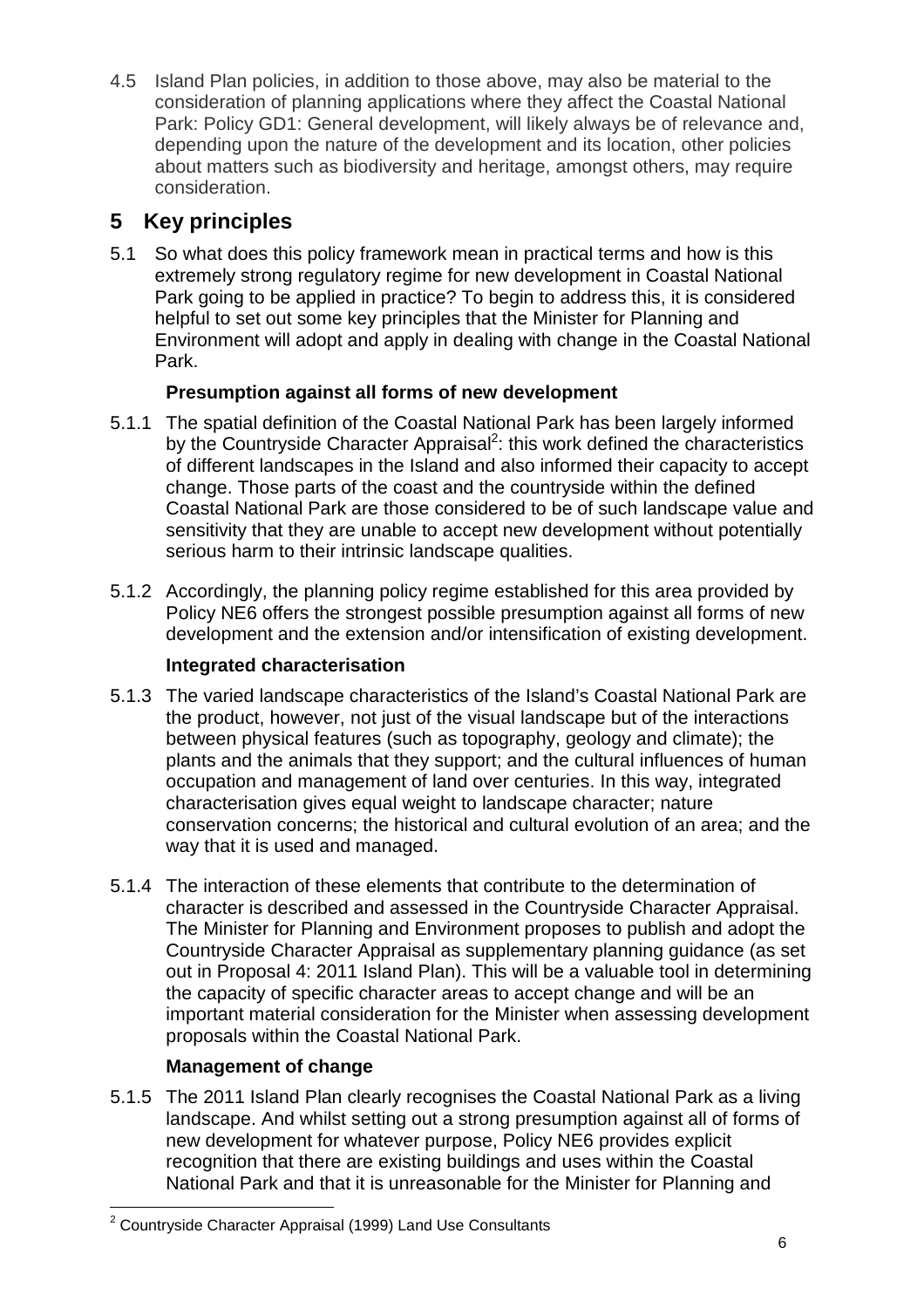4.5 Island Plan policies, in addition to those above, may also be material to the consideration of planning applications where they affect the Coastal National Park: Policy GD1: General development, will likely always be of relevance and, depending upon the nature of the development and its location, other policies about matters such as biodiversity and heritage, amongst others, may require consideration.

# 5 Key principles

5.1 So what does this policy framework mean in practical terms and how is this extremely strong regulatory regime for new development in Coastal National Park going to be applied in practice? To begin to address this, it is considered helpful to set out some key principles that the Minister for Planning and Environment will adopt and apply in dealing with change in the Coastal National Park.

**Presumption against all forms of new development**

5.1.1 The spatial definition of the Coastal National Park has been largely informed by the Countryside Character Appraisal[2]: this work defined the characteristics of different landscapes in the Island and also informed their capacity to accept change. Those parts of the coast and the countryside within the defined Coastal National Park are those considered to be of such landscape value and sensitivity that they are unable to accept new development without potentially serious harm to their intrinsic landscape qualities.

5.1.2 Accordingly, the planning policy regime established for this area provided by Policy NE6 offers the strongest possible presumption against all forms of new development and the extension and/or intensification of existing development.

**Integrated characterisation**

5.1.3 The varied landscape characteristics of the Island's Coastal National Park are the product, however, not just of the visual landscape but of the interactions between physical features (such as topography, geology and climate); the plants and the animals that they support; and the cultural influences of human occupation and management of land over centuries. In this way, integrated characterisation gives equal weight to landscape character; nature conservation concerns; the historical and cultural evolution of an area; and the way that it is used and managed.

5.1.4 The interaction of these elements that contribute to the determination of character is described and assessed in the Countryside Character Appraisal. The Minister for Planning and Environment proposes to publish and adopt the Countryside Character Appraisal as supplementary planning guidance (as set out in Proposal 4: 2011 Island Plan). This will be a valuable tool in determining the capacity of specific character areas to accept change and will be an important material consideration for the Minister when assessing development proposals within the Coastal National Park.

**Management of change**

5.1.5 The 2011 Island Plan clearly recognises the Coastal National Park as a living landscape. And whilst setting out a strong presumption against all of forms of new development for whatever purpose, Policy NE6 provides explicit recognition that there are existing buildings and uses within the Coastal National Park and that it is unreasonable for the Minister for Planning and

[2] Countryside Character Appraisal (1999) Land Use Consultants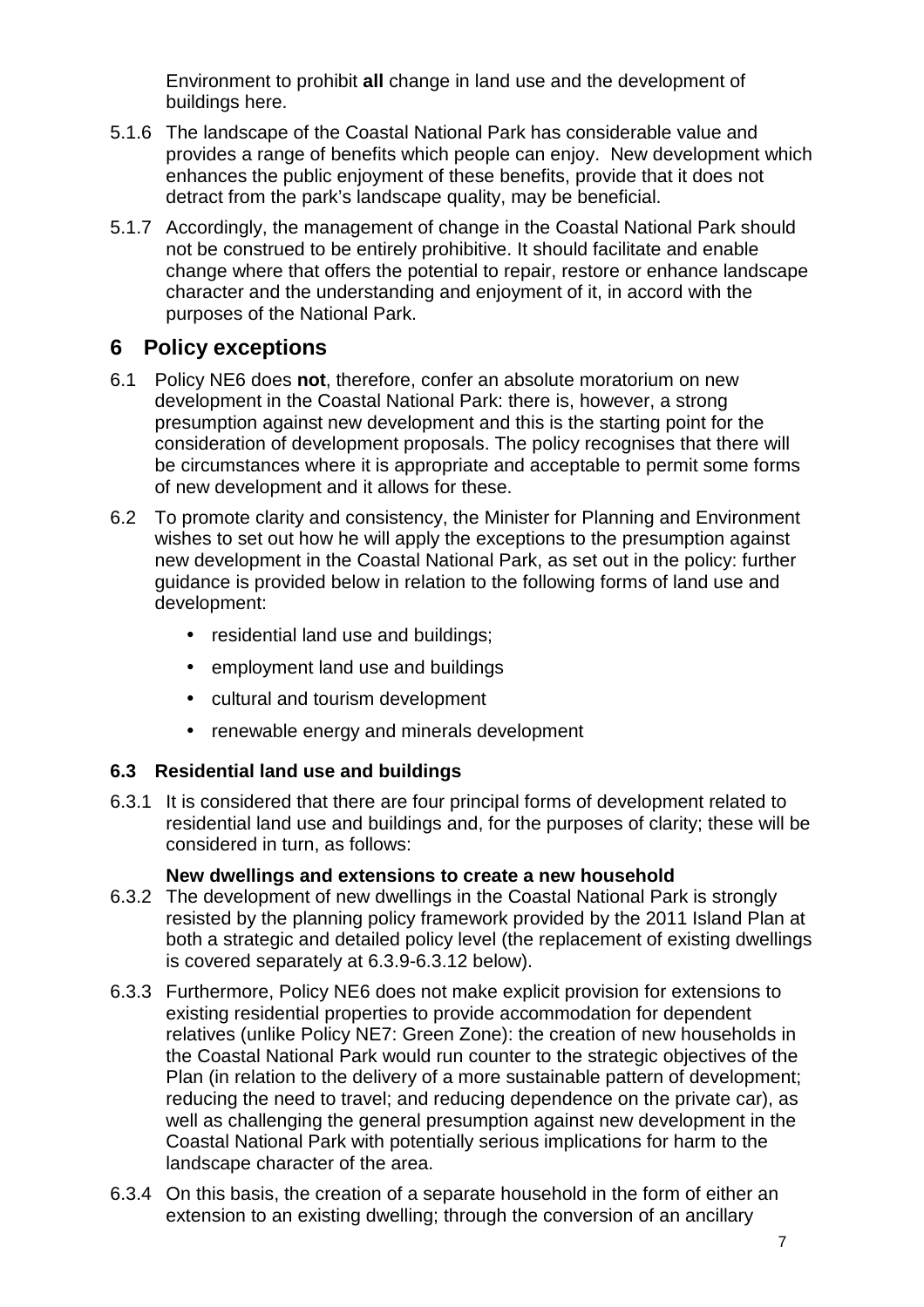Environment to prohibit **all** change in land use and the development of buildings here.

5.1.6 The landscape of the Coastal National Park has considerable value and provides a range of benefits which people can enjoy. New development which enhances the public enjoyment of these benefits, provide that it does not detract from the park's landscape quality, may be beneficial.

5.1.7 Accordingly, the management of change in the Coastal National Park should not be construed to be entirely prohibitive. It should facilitate and enable change where that offers the potential to repair, restore or enhance landscape character and the understanding and enjoyment of it, in accord with the purposes of the National Park.

# 6 Policy exceptions

6.1 Policy NE6 does **not**, therefore, confer an absolute moratorium on new development in the Coastal National Park: there is, however, a strong presumption against new development and this is the starting point for the consideration of development proposals. The policy recognises that there will be circumstances where it is appropriate and acceptable to permit some forms of new development and it allows for these.

6.2 To promote clarity and consistency, the Minister for Planning and Environment wishes to set out how he will apply the exceptions to the presumption against new development in the Coastal National Park, as set out in the policy: further guidance is provided below in relation to the following forms of land use and development:

- residential land use and buildings;
- employment land use and buildings
- cultural and tourism development
- renewable energy and minerals development

### 6.3 Residential land use and buildings

6.3.1 It is considered that there are four principal forms of development related to residential land use and buildings and, for the purposes of clarity; these will be considered in turn, as follows:

**New dwellings and extensions to create a new household**

6.3.2 The development of new dwellings in the Coastal National Park is strongly resisted by the planning policy framework provided by the 2011 Island Plan at both a strategic and detailed policy level (the replacement of existing dwellings is covered separately at 6.3.9-6.3.12 below).

6.3.3 Furthermore, Policy NE6 does not make explicit provision for extensions to existing residential properties to provide accommodation for dependent relatives (unlike Policy NE7: Green Zone): the creation of new households in the Coastal National Park would run counter to the strategic objectives of the Plan (in relation to the delivery of a more sustainable pattern of development; reducing the need to travel; and reducing dependence on the private car), as well as challenging the general presumption against new development in the Coastal National Park with potentially serious implications for harm to the landscape character of the area.

6.3.4 On this basis, the creation of a separate household in the form of either an extension to an existing dwelling; through the conversion of an ancillary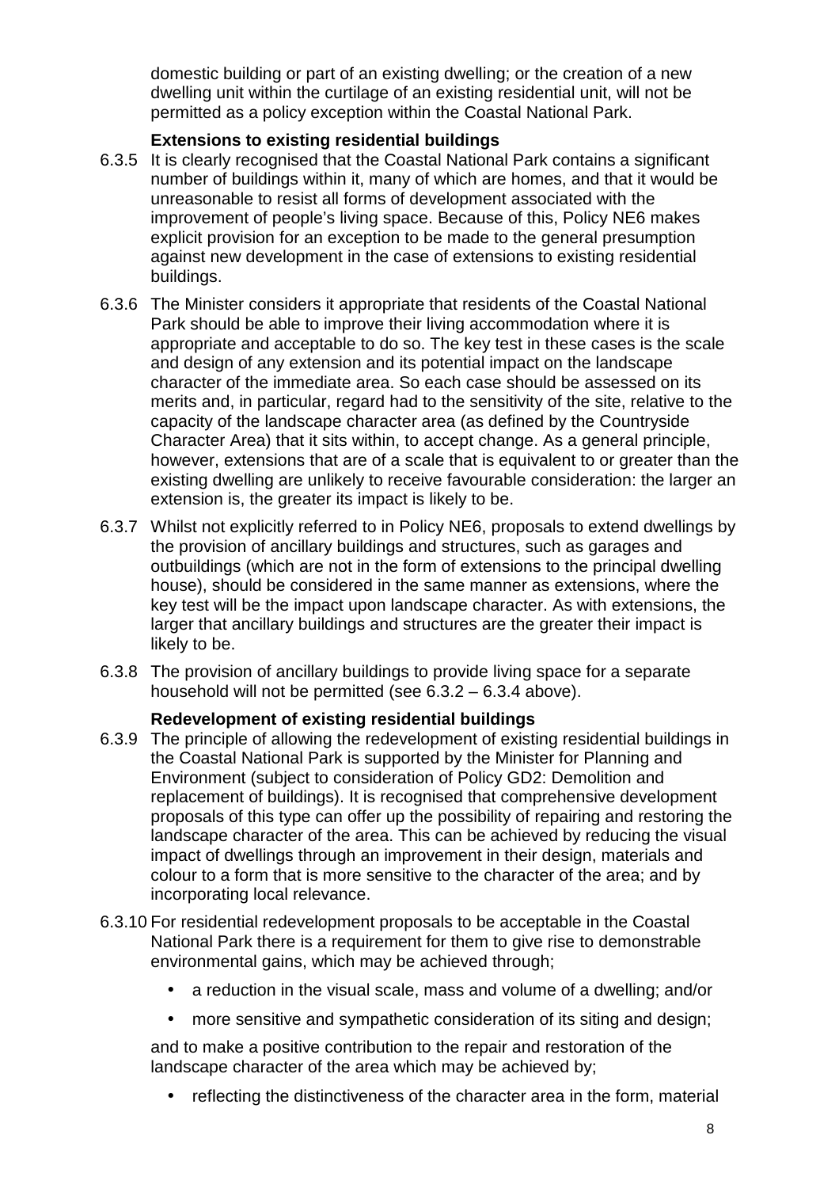domestic building or part of an existing dwelling; or the creation of a new dwelling unit within the curtilage of an existing residential unit, will not be permitted as a policy exception within the Coastal National Park.

**Extensions to existing residential buildings**

6.3.5 It is clearly recognised that the Coastal National Park contains a significant number of buildings within it, many of which are homes, and that it would be unreasonable to resist all forms of development associated with the improvement of people's living space. Because of this, Policy NE6 makes explicit provision for an exception to be made to the general presumption against new development in the case of extensions to existing residential buildings.

6.3.6 The Minister considers it appropriate that residents of the Coastal National Park should be able to improve their living accommodation where it is appropriate and acceptable to do so. The key test in these cases is the scale and design of any extension and its potential impact on the landscape character of the immediate area. So each case should be assessed on its merits and, in particular, regard had to the sensitivity of the site, relative to the capacity of the landscape character area (as defined by the Countryside Character Area) that it sits within, to accept change. As a general principle, however, extensions that are of a scale that is equivalent to or greater than the existing dwelling are unlikely to receive favourable consideration: the larger an extension is, the greater its impact is likely to be.

6.3.7 Whilst not explicitly referred to in Policy NE6, proposals to extend dwellings by the provision of ancillary buildings and structures, such as garages and outbuildings (which are not in the form of extensions to the principal dwelling house), should be considered in the same manner as extensions, where the key test will be the impact upon landscape character. As with extensions, the larger that ancillary buildings and structures are the greater their impact is likely to be.

6.3.8 The provision of ancillary buildings to provide living space for a separate household will not be permitted (see 6.3.2 – 6.3.4 above).

**Redevelopment of existing residential buildings**

6.3.9 The principle of allowing the redevelopment of existing residential buildings in the Coastal National Park is supported by the Minister for Planning and Environment (subject to consideration of Policy GD2: Demolition and replacement of buildings). It is recognised that comprehensive development proposals of this type can offer up the possibility of repairing and restoring the landscape character of the area. This can be achieved by reducing the visual impact of dwellings through an improvement in their design, materials and colour to a form that is more sensitive to the character of the area; and by incorporating local relevance.

6.3.10 For residential redevelopment proposals to be acceptable in the Coastal National Park there is a requirement for them to give rise to demonstrable environmental gains, which may be achieved through;

- a reduction in the visual scale, mass and volume of a dwelling; and/or
- more sensitive and sympathetic consideration of its siting and design;

and to make a positive contribution to the repair and restoration of the landscape character of the area which may be achieved by;

- reflecting the distinctiveness of the character area in the form, material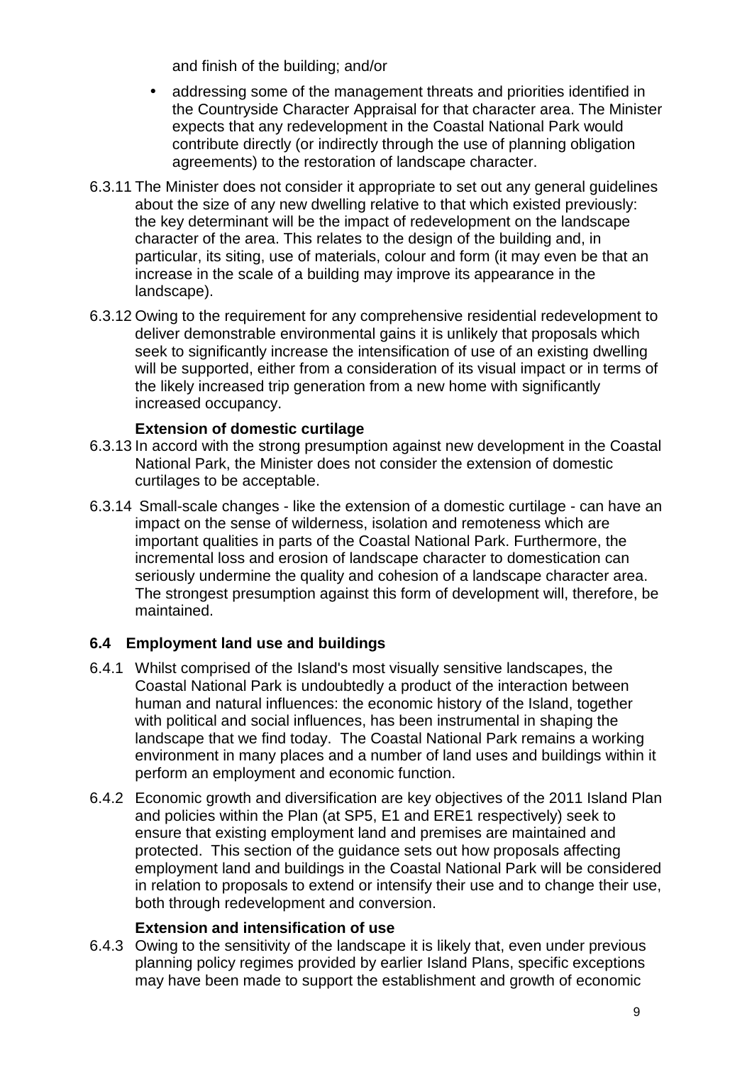and finish of the building; and/or

- addressing some of the management threats and priorities identified in the Countryside Character Appraisal for that character area. The Minister expects that any redevelopment in the Coastal National Park would contribute directly (or indirectly through the use of planning obligation agreements) to the restoration of landscape character.

6.3.11 The Minister does not consider it appropriate to set out any general guidelines about the size of any new dwelling relative to that which existed previously: the key determinant will be the impact of redevelopment on the landscape character of the area. This relates to the design of the building and, in particular, its siting, use of materials, colour and form (it may even be that an increase in the scale of a building may improve its appearance in the landscape).

6.3.12 Owing to the requirement for any comprehensive residential redevelopment to deliver demonstrable environmental gains it is unlikely that proposals which seek to significantly increase the intensification of use of an existing dwelling will be supported, either from a consideration of its visual impact or in terms of the likely increased trip generation from a new home with significantly increased occupancy.

**Extension of domestic curtilage**

6.3.13 In accord with the strong presumption against new development in the Coastal National Park, the Minister does not consider the extension of domestic curtilages to be acceptable.

6.3.14 Small-scale changes - like the extension of a domestic curtilage - can have an impact on the sense of wilderness, isolation and remoteness which are important qualities in parts of the Coastal National Park. Furthermore, the incremental loss and erosion of landscape character to domestication can seriously undermine the quality and cohesion of a landscape character area. The strongest presumption against this form of development will, therefore, be maintained.

### 6.4 Employment land use and buildings

6.4.1 Whilst comprised of the Island's most visually sensitive landscapes, the Coastal National Park is undoubtedly a product of the interaction between human and natural influences: the economic history of the Island, together with political and social influences, has been instrumental in shaping the landscape that we find today. The Coastal National Park remains a working environment in many places and a number of land uses and buildings within it perform an employment and economic function.

6.4.2 Economic growth and diversification are key objectives of the 2011 Island Plan and policies within the Plan (at SP5, E1 and ERE1 respectively) seek to ensure that existing employment land and premises are maintained and protected. This section of the guidance sets out how proposals affecting employment land and buildings in the Coastal National Park will be considered in relation to proposals to extend or intensify their use and to change their use, both through redevelopment and conversion.

**Extension and intensification of use**

6.4.3 Owing to the sensitivity of the landscape it is likely that, even under previous planning policy regimes provided by earlier Island Plans, specific exceptions may have been made to support the establishment and growth of economic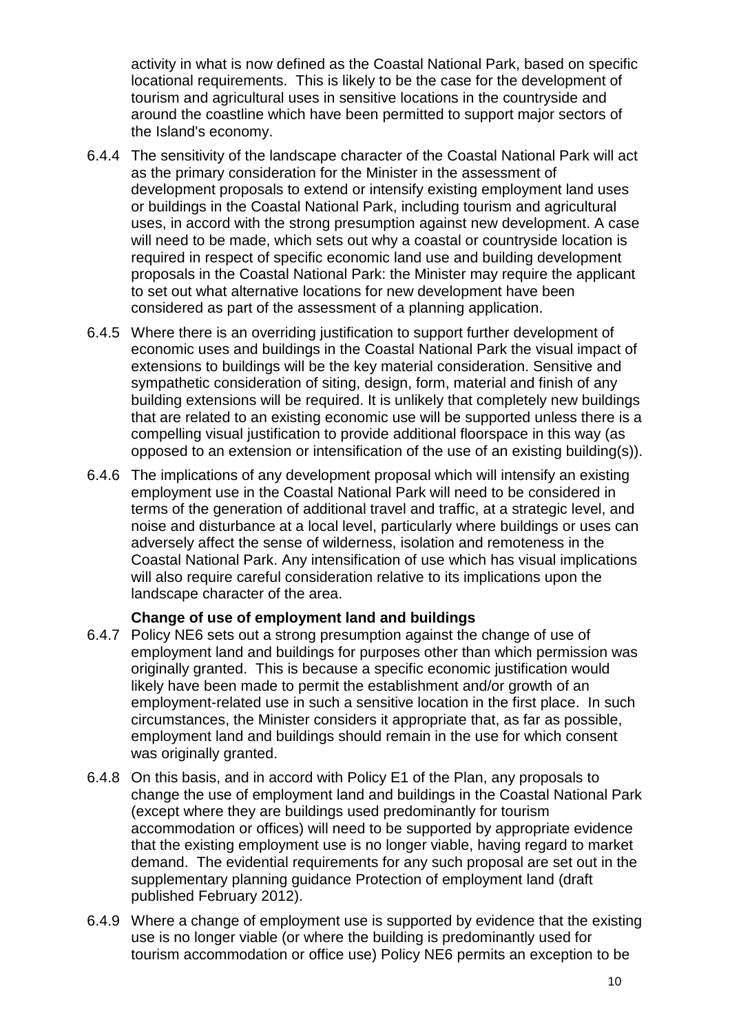activity in what is now defined as the Coastal National Park, based on specific locational requirements. This is likely to be the case for the development of tourism and agricultural uses in sensitive locations in the countryside and around the coastline which have been permitted to support major sectors of the Island's economy.

6.4.4 The sensitivity of the landscape character of the Coastal National Park will act as the primary consideration for the Minister in the assessment of development proposals to extend or intensify existing employment land uses or buildings in the Coastal National Park, including tourism and agricultural uses, in accord with the strong presumption against new development. A case will need to be made, which sets out why a coastal or countryside location is required in respect of specific economic land use and building development proposals in the Coastal National Park: the Minister may require the applicant to set out what alternative locations for new development have been considered as part of the assessment of a planning application.

6.4.5 Where there is an overriding justification to support further development of economic uses and buildings in the Coastal National Park the visual impact of extensions to buildings will be the key material consideration. Sensitive and sympathetic consideration of siting, design, form, material and finish of any building extensions will be required. It is unlikely that completely new buildings that are related to an existing economic use will be supported unless there is a compelling visual justification to provide additional floorspace in this way (as opposed to an extension or intensification of the use of an existing building(s)).

6.4.6 The implications of any development proposal which will intensify an existing employment use in the Coastal National Park will need to be considered in terms of the generation of additional travel and traffic, at a strategic level, and noise and disturbance at a local level, particularly where buildings or uses can adversely affect the sense of wilderness, isolation and remoteness in the Coastal National Park. Any intensification of use which has visual implications will also require careful consideration relative to its implications upon the landscape character of the area.

**Change of use of employment land and buildings**

6.4.7 Policy NE6 sets out a strong presumption against the change of use of employment land and buildings for purposes other than which permission was originally granted. This is because a specific economic justification would likely have been made to permit the establishment and/or growth of an employment-related use in such a sensitive location in the first place. In such circumstances, the Minister considers it appropriate that, as far as possible, employment land and buildings should remain in the use for which consent was originally granted.

6.4.8 On this basis, and in accord with Policy E1 of the Plan, any proposals to change the use of employment land and buildings in the Coastal National Park (except where they are buildings used predominantly for tourism accommodation or offices) will need to be supported by appropriate evidence that the existing employment use is no longer viable, having regard to market demand. The evidential requirements for any such proposal are set out in the supplementary planning guidance Protection of employment land (draft published February 2012).

6.4.9 Where a change of employment use is supported by evidence that the existing use is no longer viable (or where the building is predominantly used for tourism accommodation or office use) Policy NE6 permits an exception to be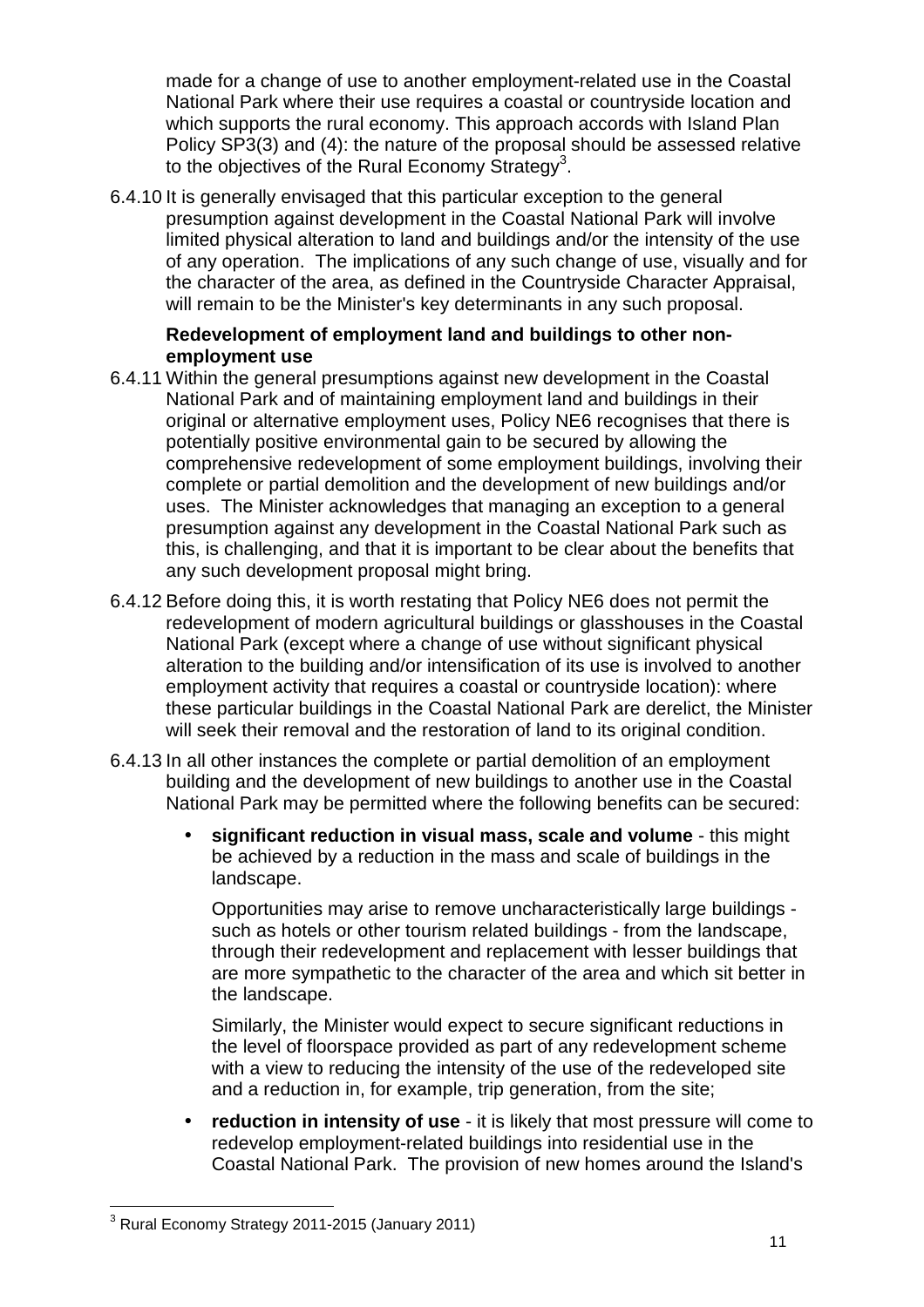made for a change of use to another employment-related use in the Coastal National Park where their use requires a coastal or countryside location and which supports the rural economy. This approach accords with Island Plan Policy SP3(3) and (4): the nature of the proposal should be assessed relative to the objectives of the Rural Economy Strategy[3].

6.4.10 It is generally envisaged that this particular exception to the general presumption against development in the Coastal National Park will involve limited physical alteration to land and buildings and/or the intensity of the use of any operation. The implications of any such change of use, visually and for the character of the area, as defined in the Countryside Character Appraisal, will remain to be the Minister's key determinants in any such proposal.

**Redevelopment of employment land and buildings to other non-employment use**

6.4.11 Within the general presumptions against new development in the Coastal National Park and of maintaining employment land and buildings in their original or alternative employment uses, Policy NE6 recognises that there is potentially positive environmental gain to be secured by allowing the comprehensive redevelopment of some employment buildings, involving their complete or partial demolition and the development of new buildings and/or uses. The Minister acknowledges that managing an exception to a general presumption against any development in the Coastal National Park such as this, is challenging, and that it is important to be clear about the benefits that any such development proposal might bring.

6.4.12 Before doing this, it is worth restating that Policy NE6 does not permit the redevelopment of modern agricultural buildings or glasshouses in the Coastal National Park (except where a change of use without significant physical alteration to the building and/or intensification of its use is involved to another employment activity that requires a coastal or countryside location): where these particular buildings in the Coastal National Park are derelict, the Minister will seek their removal and the restoration of land to its original condition.

6.4.13 In all other instances the complete or partial demolition of an employment building and the development of new buildings to another use in the Coastal National Park may be permitted where the following benefits can be secured:

- **significant reduction in visual mass, scale and volume** - this might be achieved by a reduction in the mass and scale of buildings in the landscape.

  Opportunities may arise to remove uncharacteristically large buildings - such as hotels or other tourism related buildings - from the landscape, through their redevelopment and replacement with lesser buildings that are more sympathetic to the character of the area and which sit better in the landscape.

  Similarly, the Minister would expect to secure significant reductions in the level of floorspace provided as part of any redevelopment scheme with a view to reducing the intensity of the use of the redeveloped site and a reduction in, for example, trip generation, from the site;

- **reduction in intensity of use** - it is likely that most pressure will come to redevelop employment-related buildings into residential use in the Coastal National Park. The provision of new homes around the Island's

[3] Rural Economy Strategy 2011-2015 (January 2011)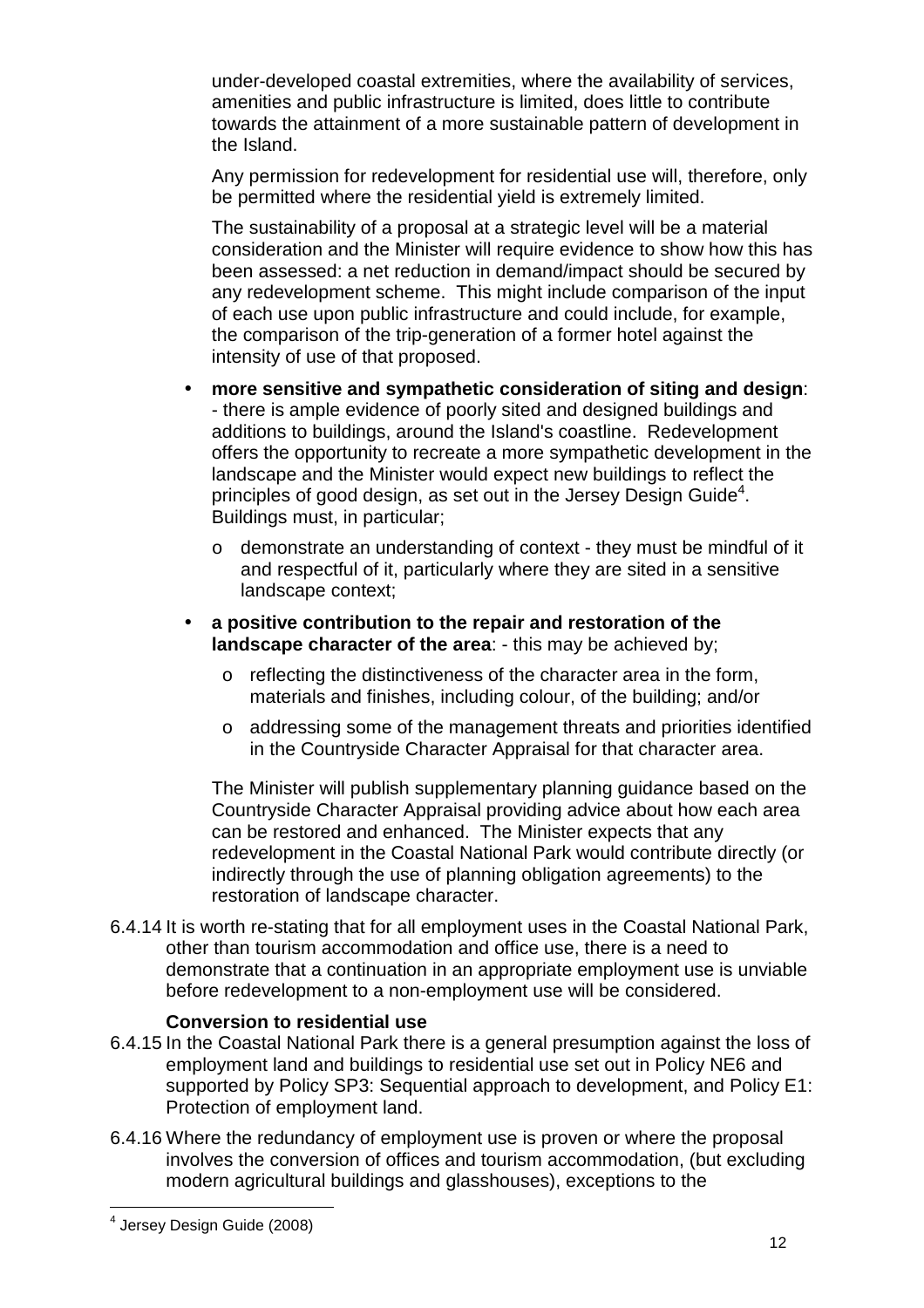under-developed coastal extremities, where the availability of services, amenities and public infrastructure is limited, does little to contribute towards the attainment of a more sustainable pattern of development in the Island.

Any permission for redevelopment for residential use will, therefore, only be permitted where the residential yield is extremely limited.

The sustainability of a proposal at a strategic level will be a material consideration and the Minister will require evidence to show how this has been assessed: a net reduction in demand/impact should be secured by any redevelopment scheme. This might include comparison of the input of each use upon public infrastructure and could include, for example, the comparison of the trip-generation of a former hotel against the intensity of use of that proposed.

- **more sensitive and sympathetic consideration of siting and design**: - there is ample evidence of poorly sited and designed buildings and additions to buildings, around the Island's coastline. Redevelopment offers the opportunity to recreate a more sympathetic development in the landscape and the Minister would expect new buildings to reflect the principles of good design, as set out in the Jersey Design Guide[4]. Buildings must, in particular;
  - demonstrate an understanding of context - they must be mindful of it and respectful of it, particularly where they are sited in a sensitive landscape context;
- **a positive contribution to the repair and restoration of the landscape character of the area**: - this may be achieved by;
  - reflecting the distinctiveness of the character area in the form, materials and finishes, including colour, of the building; and/or
  - addressing some of the management threats and priorities identified in the Countryside Character Appraisal for that character area.

The Minister will publish supplementary planning guidance based on the Countryside Character Appraisal providing advice about how each area can be restored and enhanced. The Minister expects that any redevelopment in the Coastal National Park would contribute directly (or indirectly through the use of planning obligation agreements) to the restoration of landscape character.

6.4.14 It is worth re-stating that for all employment uses in the Coastal National Park, other than tourism accommodation and office use, there is a need to demonstrate that a continuation in an appropriate employment use is unviable before redevelopment to a non-employment use will be considered.

**Conversion to residential use**

6.4.15 In the Coastal National Park there is a general presumption against the loss of employment land and buildings to residential use set out in Policy NE6 and supported by Policy SP3: Sequential approach to development, and Policy E1: Protection of employment land.

6.4.16 Where the redundancy of employment use is proven or where the proposal involves the conversion of offices and tourism accommodation, (but excluding modern agricultural buildings and glasshouses), exceptions to the

[4] Jersey Design Guide (2008)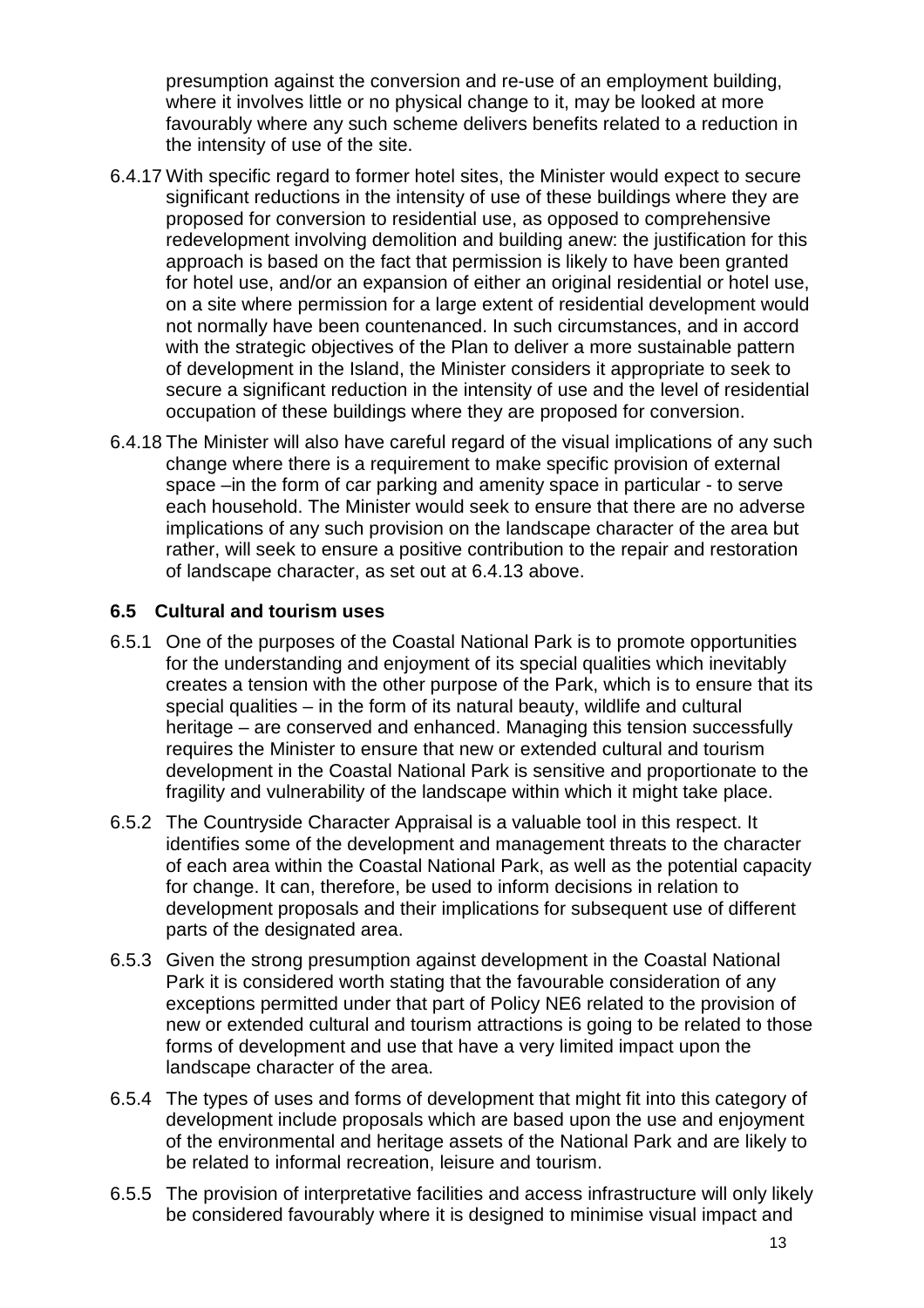presumption against the conversion and re-use of an employment building, where it involves little or no physical change to it, may be looked at more favourably where any such scheme delivers benefits related to a reduction in the intensity of use of the site.

6.4.17 With specific regard to former hotel sites, the Minister would expect to secure significant reductions in the intensity of use of these buildings where they are proposed for conversion to residential use, as opposed to comprehensive redevelopment involving demolition and building anew: the justification for this approach is based on the fact that permission is likely to have been granted for hotel use, and/or an expansion of either an original residential or hotel use, on a site where permission for a large extent of residential development would not normally have been countenanced. In such circumstances, and in accord with the strategic objectives of the Plan to deliver a more sustainable pattern of development in the Island, the Minister considers it appropriate to seek to secure a significant reduction in the intensity of use and the level of residential occupation of these buildings where they are proposed for conversion.

6.4.18 The Minister will also have careful regard of the visual implications of any such change where there is a requirement to make specific provision of external space –in the form of car parking and amenity space in particular - to serve each household. The Minister would seek to ensure that there are no adverse implications of any such provision on the landscape character of the area but rather, will seek to ensure a positive contribution to the repair and restoration of landscape character, as set out at 6.4.13 above.

### 6.5 Cultural and tourism uses

6.5.1 One of the purposes of the Coastal National Park is to promote opportunities for the understanding and enjoyment of its special qualities which inevitably creates a tension with the other purpose of the Park, which is to ensure that its special qualities – in the form of its natural beauty, wildlife and cultural heritage – are conserved and enhanced. Managing this tension successfully requires the Minister to ensure that new or extended cultural and tourism development in the Coastal National Park is sensitive and proportionate to the fragility and vulnerability of the landscape within which it might take place.

6.5.2 The Countryside Character Appraisal is a valuable tool in this respect. It identifies some of the development and management threats to the character of each area within the Coastal National Park, as well as the potential capacity for change. It can, therefore, be used to inform decisions in relation to development proposals and their implications for subsequent use of different parts of the designated area.

6.5.3 Given the strong presumption against development in the Coastal National Park it is considered worth stating that the favourable consideration of any exceptions permitted under that part of Policy NE6 related to the provision of new or extended cultural and tourism attractions is going to be related to those forms of development and use that have a very limited impact upon the landscape character of the area.

6.5.4 The types of uses and forms of development that might fit into this category of development include proposals which are based upon the use and enjoyment of the environmental and heritage assets of the National Park and are likely to be related to informal recreation, leisure and tourism.

6.5.5 The provision of interpretative facilities and access infrastructure will only likely be considered favourably where it is designed to minimise visual impact and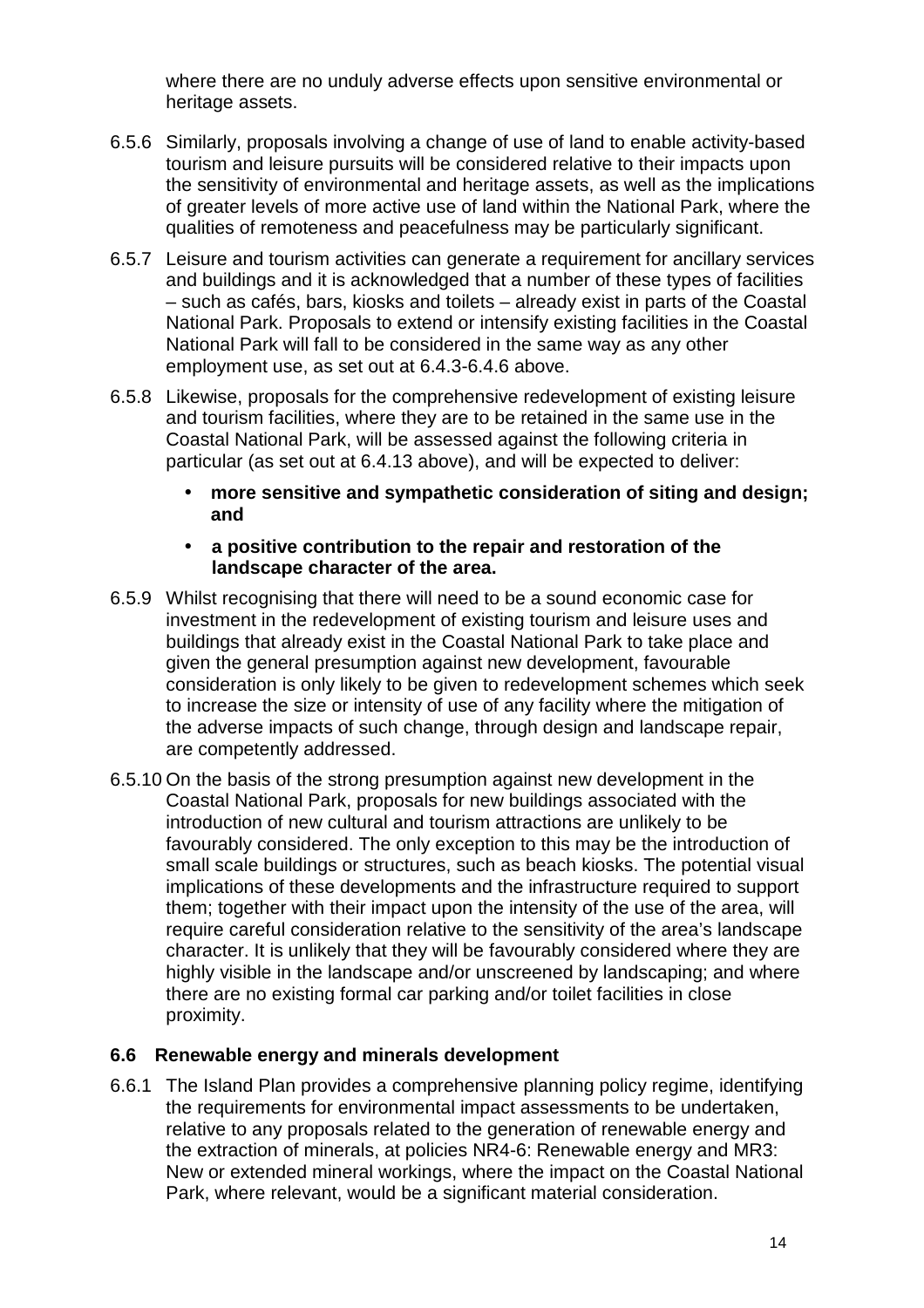where there are no unduly adverse effects upon sensitive environmental or heritage assets.

6.5.6 Similarly, proposals involving a change of use of land to enable activity-based tourism and leisure pursuits will be considered relative to their impacts upon the sensitivity of environmental and heritage assets, as well as the implications of greater levels of more active use of land within the National Park, where the qualities of remoteness and peacefulness may be particularly significant.

6.5.7 Leisure and tourism activities can generate a requirement for ancillary services and buildings and it is acknowledged that a number of these types of facilities – such as cafés, bars, kiosks and toilets – already exist in parts of the Coastal National Park. Proposals to extend or intensify existing facilities in the Coastal National Park will fall to be considered in the same way as any other employment use, as set out at 6.4.3-6.4.6 above.

6.5.8 Likewise, proposals for the comprehensive redevelopment of existing leisure and tourism facilities, where they are to be retained in the same use in the Coastal National Park, will be assessed against the following criteria in particular (as set out at 6.4.13 above), and will be expected to deliver:

- **more sensitive and sympathetic consideration of siting and design; and**
- **a positive contribution to the repair and restoration of the landscape character of the area.**

6.5.9 Whilst recognising that there will need to be a sound economic case for investment in the redevelopment of existing tourism and leisure uses and buildings that already exist in the Coastal National Park to take place and given the general presumption against new development, favourable consideration is only likely to be given to redevelopment schemes which seek to increase the size or intensity of use of any facility where the mitigation of the adverse impacts of such change, through design and landscape repair, are competently addressed.

6.5.10 On the basis of the strong presumption against new development in the Coastal National Park, proposals for new buildings associated with the introduction of new cultural and tourism attractions are unlikely to be favourably considered. The only exception to this may be the introduction of small scale buildings or structures, such as beach kiosks. The potential visual implications of these developments and the infrastructure required to support them; together with their impact upon the intensity of the use of the area, will require careful consideration relative to the sensitivity of the area's landscape character. It is unlikely that they will be favourably considered where they are highly visible in the landscape and/or unscreened by landscaping; and where there are no existing formal car parking and/or toilet facilities in close proximity.

### 6.6 Renewable energy and minerals development

6.6.1 The Island Plan provides a comprehensive planning policy regime, identifying the requirements for environmental impact assessments to be undertaken, relative to any proposals related to the generation of renewable energy and the extraction of minerals, at policies NR4-6: Renewable energy and MR3: New or extended mineral workings, where the impact on the Coastal National Park, where relevant, would be a significant material consideration.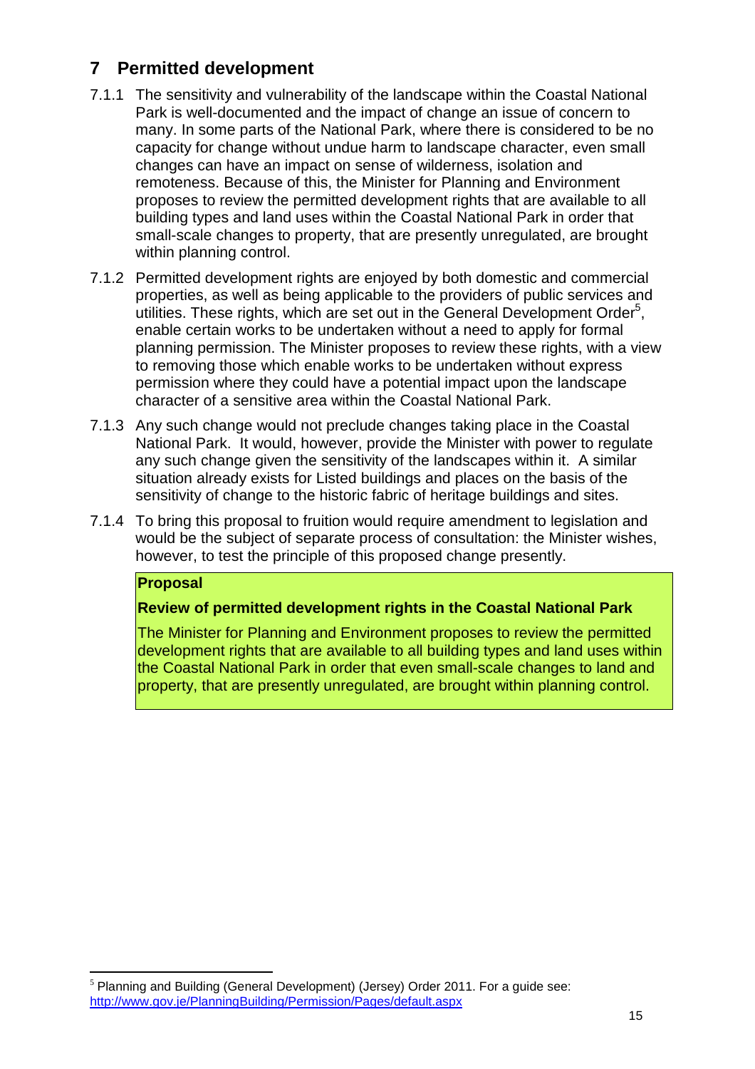# 7 Permitted development

7.1.1 The sensitivity and vulnerability of the landscape within the Coastal National Park is well-documented and the impact of change an issue of concern to many. In some parts of the National Park, where there is considered to be no capacity for change without undue harm to landscape character, even small changes can have an impact on sense of wilderness, isolation and remoteness. Because of this, the Minister for Planning and Environment proposes to review the permitted development rights that are available to all building types and land uses within the Coastal National Park in order that small-scale changes to property, that are presently unregulated, are brought within planning control.

7.1.2 Permitted development rights are enjoyed by both domestic and commercial properties, as well as being applicable to the providers of public services and utilities. These rights, which are set out in the General Development Order[5], enable certain works to be undertaken without a need to apply for formal planning permission. The Minister proposes to review these rights, with a view to removing those which enable works to be undertaken without express permission where they could have a potential impact upon the landscape character of a sensitive area within the Coastal National Park.

7.1.3 Any such change would not preclude changes taking place in the Coastal National Park. It would, however, provide the Minister with power to regulate any such change given the sensitivity of the landscapes within it. A similar situation already exists for Listed buildings and places on the basis of the sensitivity of change to the historic fabric of heritage buildings and sites.

7.1.4 To bring this proposal to fruition would require amendment to legislation and would be the subject of separate process of consultation: the Minister wishes, however, to test the principle of this proposed change presently.

**Proposal**

**Review of permitted development rights in the Coastal National Park**

The Minister for Planning and Environment proposes to review the permitted development rights that are available to all building types and land uses within the Coastal National Park in order that even small-scale changes to land and property, that are presently unregulated, are brought within planning control.

---

[5] Planning and Building (General Development) (Jersey) Order 2011. For a guide see: http://www.gov.je/PlanningBuilding/Permission/Pages/default.aspx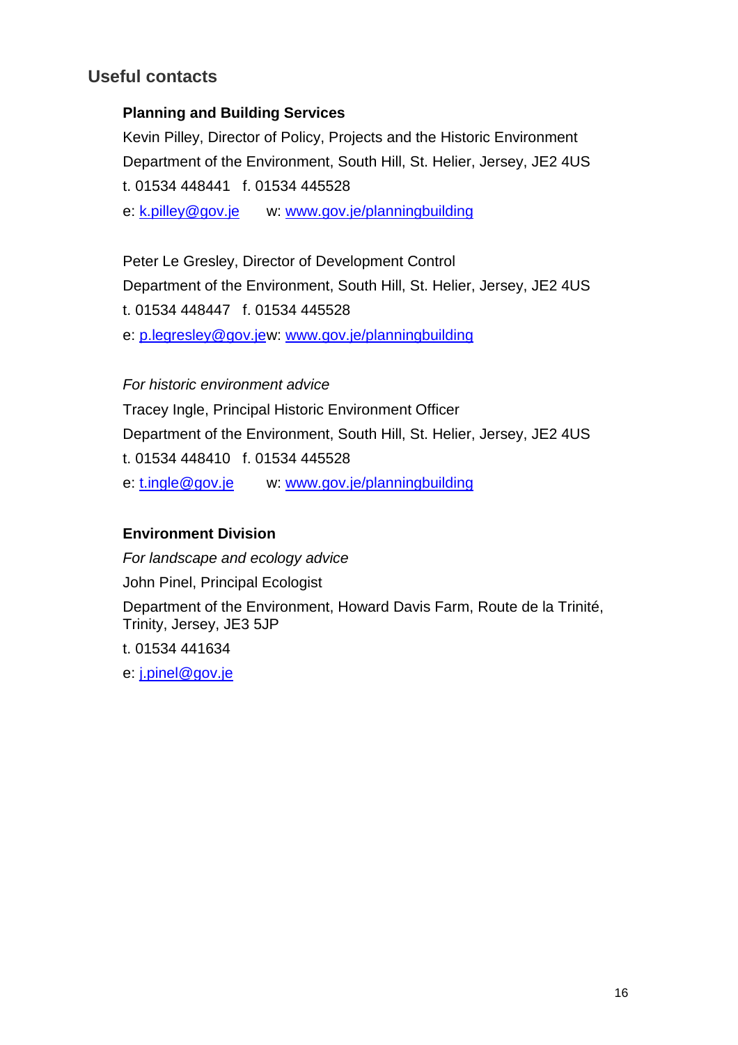## Useful contacts

**Planning and Building Services**

Kevin Pilley, Director of Policy, Projects and the Historic Environment

Department of the Environment, South Hill, St. Helier, Jersey, JE2 4US

t. 01534 448441 f. 01534 445528

e: k.pilley@gov.je w: www.gov.je/planningbuilding

Peter Le Gresley, Director of Development Control

Department of the Environment, South Hill, St. Helier, Jersey, JE2 4US

t. 01534 448447 f. 01534 445528

e: p.legresley@gov.jew: www.gov.je/planningbuilding

*For historic environment advice*

Tracey Ingle, Principal Historic Environment Officer

Department of the Environment, South Hill, St. Helier, Jersey, JE2 4US

t. 01534 448410 f. 01534 445528

e: t.ingle@gov.je w: www.gov.je/planningbuilding

**Environment Division**

*For landscape and ecology advice*

John Pinel, Principal Ecologist

Department of the Environment, Howard Davis Farm, Route de la Trinité, Trinity, Jersey, JE3 5JP

t. 01534 441634

e: j.pinel@gov.je